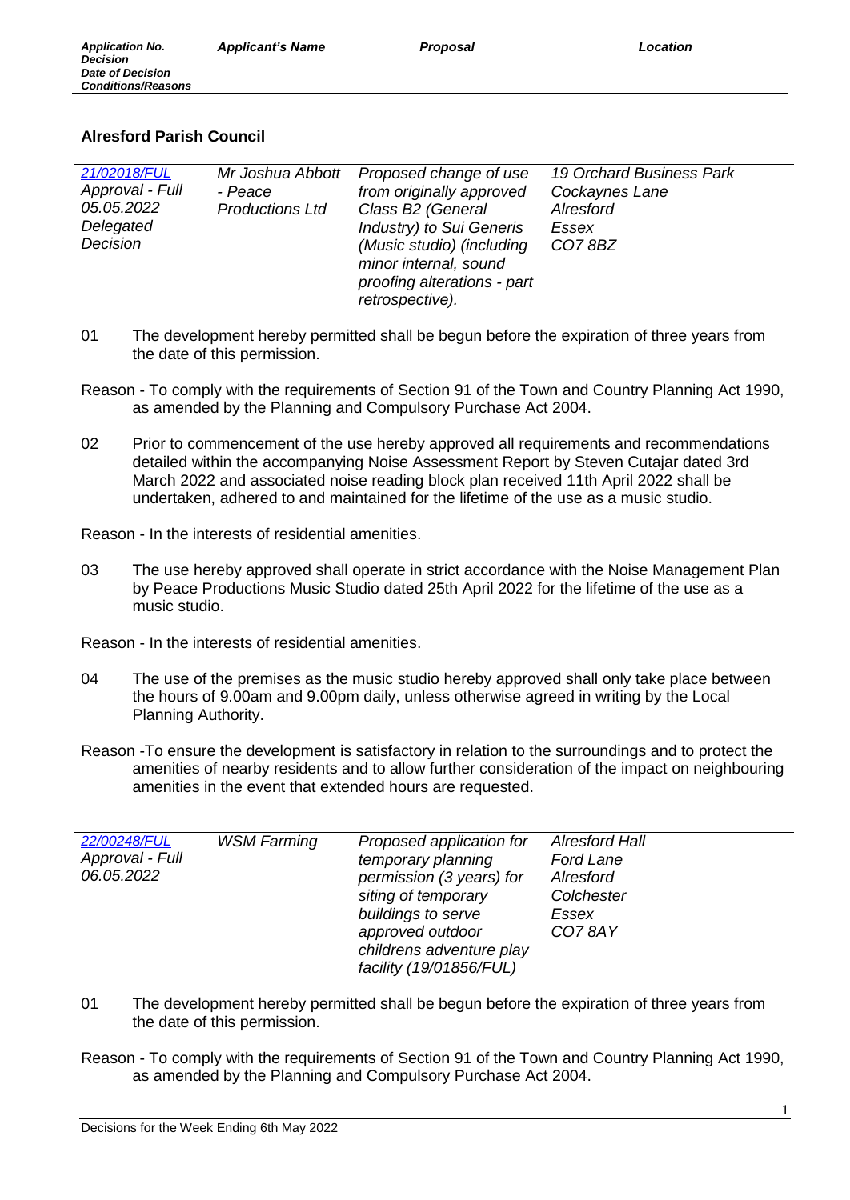| *Application No.* *Decision* *Date of Decision* *Conditions/Reasons* | *Applicant's Name* | *Proposal* | *Location* |
|---|---|---|---|

## Alresford Parish Council

| | | | |
|---|---|---|---|
| *21/02018/FUL* *Approval - Full* *05.05.2022* *Delegated Decision* | *Mr Joshua Abbott - Peace Productions Ltd* | *Proposed change of use from originally approved Class B2 (General Industry) to Sui Generis (Music studio) (including minor internal, sound proofing alterations - part retrospective).* | *19 Orchard Business Park* *Cockaynes Lane* *Alresford* *Essex* *CO7 8BZ* |

01 The development hereby permitted shall be begun before the expiration of three years from the date of this permission.

Reason - To comply with the requirements of Section 91 of the Town and Country Planning Act 1990, as amended by the Planning and Compulsory Purchase Act 2004.

02 Prior to commencement of the use hereby approved all requirements and recommendations detailed within the accompanying Noise Assessment Report by Steven Cutajar dated 3rd March 2022 and associated noise reading block plan received 11th April 2022 shall be undertaken, adhered to and maintained for the lifetime of the use as a music studio.

Reason - In the interests of residential amenities.

03 The use hereby approved shall operate in strict accordance with the Noise Management Plan by Peace Productions Music Studio dated 25th April 2022 for the lifetime of the use as a music studio.

Reason - In the interests of residential amenities.

04 The use of the premises as the music studio hereby approved shall only take place between the hours of 9.00am and 9.00pm daily, unless otherwise agreed in writing by the Local Planning Authority.

Reason -To ensure the development is satisfactory in relation to the surroundings and to protect the amenities of nearby residents and to allow further consideration of the impact on neighbouring amenities in the event that extended hours are requested.

| | | | |
|---|---|---|---|
| *22/00248/FUL* *Approval - Full* *06.05.2022* | *WSM Farming* | *Proposed application for temporary planning permission (3 years) for siting of temporary buildings to serve approved outdoor childrens adventure play facility (19/01856/FUL)* | *Alresford Hall* *Ford Lane* *Alresford* *Colchester* *Essex* *CO7 8AY* |

01 The development hereby permitted shall be begun before the expiration of three years from the date of this permission.

Reason - To comply with the requirements of Section 91 of the Town and Country Planning Act 1990, as amended by the Planning and Compulsory Purchase Act 2004.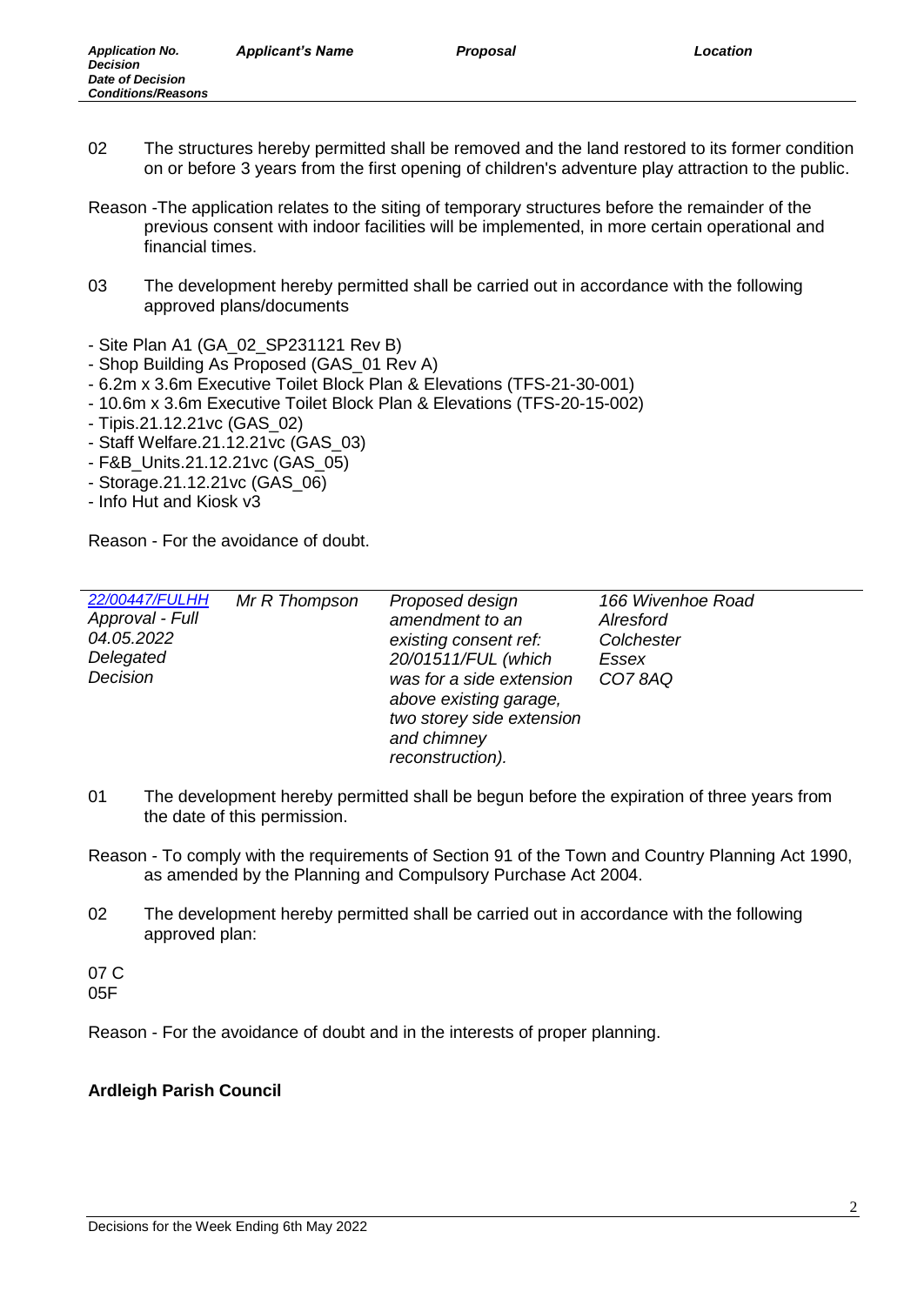02 The structures hereby permitted shall be removed and the land restored to its former condition on or before 3 years from the first opening of children's adventure play attraction to the public.

Reason -The application relates to the siting of temporary structures before the remainder of the previous consent with indoor facilities will be implemented, in more certain operational and financial times.

03 The development hereby permitted shall be carried out in accordance with the following approved plans/documents

- Site Plan A1 (GA_02_SP231121 Rev B)
- Shop Building As Proposed (GAS_01 Rev A)
- 6.2m x 3.6m Executive Toilet Block Plan & Elevations (TFS-21-30-001)
- 10.6m x 3.6m Executive Toilet Block Plan & Elevations (TFS-20-15-002)
- Tipis.21.12.21vc (GAS_02)
- Staff Welfare.21.12.21vc (GAS_03)
- F&B_Units.21.12.21vc (GAS_05)
- Storage.21.12.21vc (GAS_06)
- Info Hut and Kiosk v3

Reason - For the avoidance of doubt.

| Application No. / Decision / Date of Decision | Applicant's Name | Proposal | Location |
|---|---|---|---|
| *22/00447/FULHH* *Approval - Full* *04.05.2022* *Delegated Decision* | *Mr R Thompson* | *Proposed design amendment to an existing consent ref: 20/01511/FUL (which was for a side extension above existing garage, two storey side extension and chimney reconstruction).* | *166 Wivenhoe Road Alresford Colchester Essex CO7 8AQ* |

01 The development hereby permitted shall be begun before the expiration of three years from the date of this permission.

Reason - To comply with the requirements of Section 91 of the Town and Country Planning Act 1990, as amended by the Planning and Compulsory Purchase Act 2004.

02 The development hereby permitted shall be carried out in accordance with the following approved plan:

07 C
05F

Reason - For the avoidance of doubt and in the interests of proper planning.

**Ardleigh Parish Council**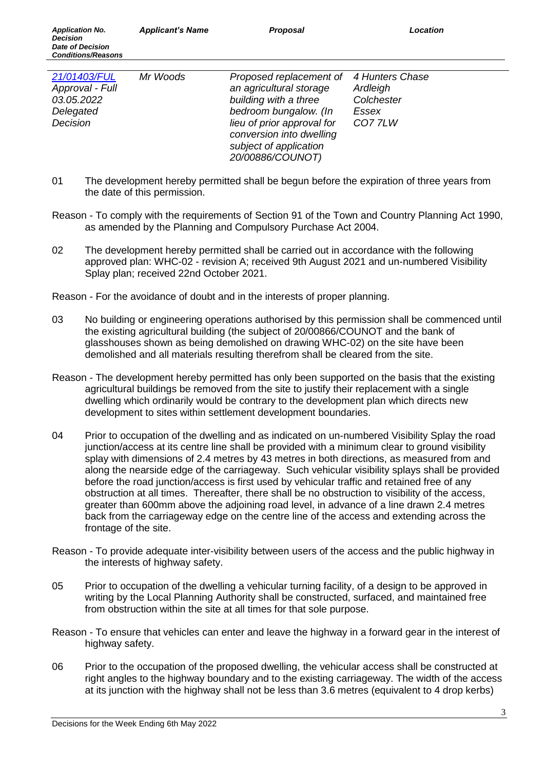| *Application No.* *Decision* *Date of Decision* *Conditions/Reasons* | *Applicant's Name* | *Proposal* | *Location* |
|---|---|---|---|
| *21/01403/FUL* *Approval - Full* *03.05.2022* *Delegated Decision* | *Mr Woods* | *Proposed replacement of an agricultural storage building with a three bedroom bungalow. (In lieu of prior approval for conversion into dwelling subject of application 20/00886/COUNOT)* | *4 Hunters Chase* *Ardleigh* *Colchester* *Essex* *CO7 7LW* |

01 The development hereby permitted shall be begun before the expiration of three years from the date of this permission.

Reason - To comply with the requirements of Section 91 of the Town and Country Planning Act 1990, as amended by the Planning and Compulsory Purchase Act 2004.

02 The development hereby permitted shall be carried out in accordance with the following approved plan: WHC-02 - revision A; received 9th August 2021 and un-numbered Visibility Splay plan; received 22nd October 2021.

Reason - For the avoidance of doubt and in the interests of proper planning.

03 No building or engineering operations authorised by this permission shall be commenced until the existing agricultural building (the subject of 20/00866/COUNOT and the bank of glasshouses shown as being demolished on drawing WHC-02) on the site have been demolished and all materials resulting therefrom shall be cleared from the site.

Reason - The development hereby permitted has only been supported on the basis that the existing agricultural buildings be removed from the site to justify their replacement with a single dwelling which ordinarily would be contrary to the development plan which directs new development to sites within settlement development boundaries.

04 Prior to occupation of the dwelling and as indicated on un-numbered Visibility Splay the road junction/access at its centre line shall be provided with a minimum clear to ground visibility splay with dimensions of 2.4 metres by 43 metres in both directions, as measured from and along the nearside edge of the carriageway. Such vehicular visibility splays shall be provided before the road junction/access is first used by vehicular traffic and retained free of any obstruction at all times. Thereafter, there shall be no obstruction to visibility of the access, greater than 600mm above the adjoining road level, in advance of a line drawn 2.4 metres back from the carriageway edge on the centre line of the access and extending across the frontage of the site.

Reason - To provide adequate inter-visibility between users of the access and the public highway in the interests of highway safety.

05 Prior to occupation of the dwelling a vehicular turning facility, of a design to be approved in writing by the Local Planning Authority shall be constructed, surfaced, and maintained free from obstruction within the site at all times for that sole purpose.

Reason - To ensure that vehicles can enter and leave the highway in a forward gear in the interest of highway safety.

06 Prior to the occupation of the proposed dwelling, the vehicular access shall be constructed at right angles to the highway boundary and to the existing carriageway. The width of the access at its junction with the highway shall not be less than 3.6 metres (equivalent to 4 drop kerbs)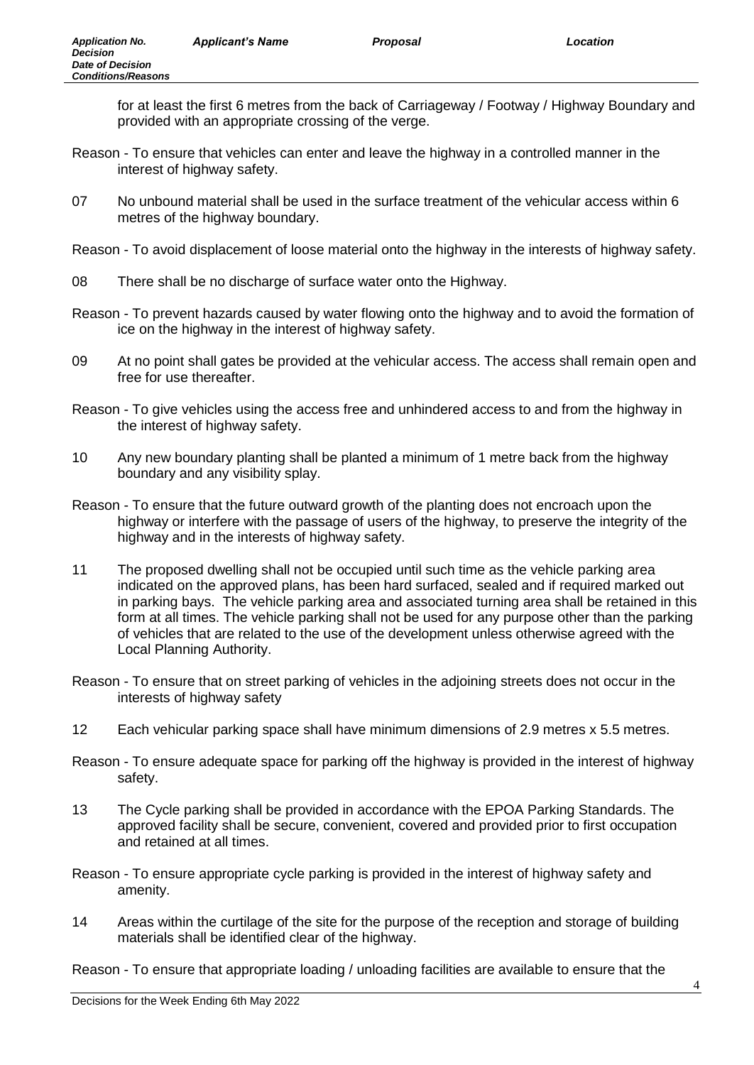for at least the first 6 metres from the back of Carriageway / Footway / Highway Boundary and provided with an appropriate crossing of the verge.

Reason - To ensure that vehicles can enter and leave the highway in a controlled manner in the interest of highway safety.

07 No unbound material shall be used in the surface treatment of the vehicular access within 6 metres of the highway boundary.

Reason - To avoid displacement of loose material onto the highway in the interests of highway safety.

08 There shall be no discharge of surface water onto the Highway.

Reason - To prevent hazards caused by water flowing onto the highway and to avoid the formation of ice on the highway in the interest of highway safety.

09 At no point shall gates be provided at the vehicular access. The access shall remain open and free for use thereafter.

Reason - To give vehicles using the access free and unhindered access to and from the highway in the interest of highway safety.

10 Any new boundary planting shall be planted a minimum of 1 metre back from the highway boundary and any visibility splay.

Reason - To ensure that the future outward growth of the planting does not encroach upon the highway or interfere with the passage of users of the highway, to preserve the integrity of the highway and in the interests of highway safety.

11 The proposed dwelling shall not be occupied until such time as the vehicle parking area indicated on the approved plans, has been hard surfaced, sealed and if required marked out in parking bays. The vehicle parking area and associated turning area shall be retained in this form at all times. The vehicle parking shall not be used for any purpose other than the parking of vehicles that are related to the use of the development unless otherwise agreed with the Local Planning Authority.

Reason - To ensure that on street parking of vehicles in the adjoining streets does not occur in the interests of highway safety

12 Each vehicular parking space shall have minimum dimensions of 2.9 metres x 5.5 metres.

Reason - To ensure adequate space for parking off the highway is provided in the interest of highway safety.

13 The Cycle parking shall be provided in accordance with the EPOA Parking Standards. The approved facility shall be secure, convenient, covered and provided prior to first occupation and retained at all times.

Reason - To ensure appropriate cycle parking is provided in the interest of highway safety and amenity.

14 Areas within the curtilage of the site for the purpose of the reception and storage of building materials shall be identified clear of the highway.

Reason - To ensure that appropriate loading / unloading facilities are available to ensure that the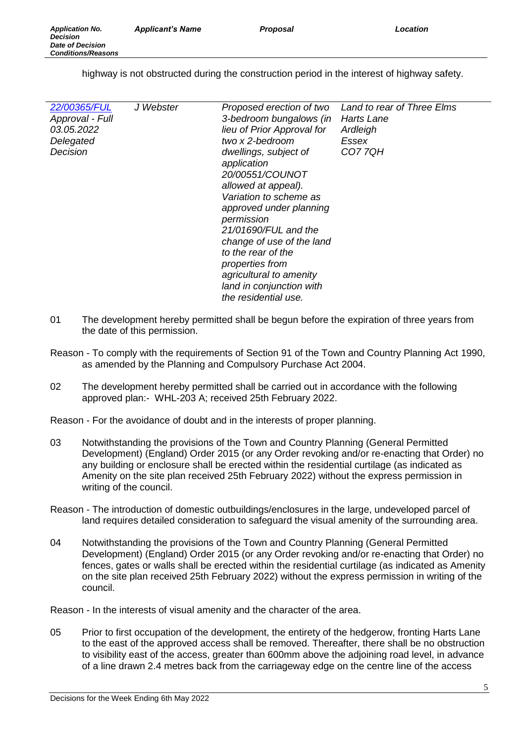highway is not obstructed during the construction period in the interest of highway safety.

| Application No. Decision Date of Decision Conditions/Reasons | Applicant's Name | Proposal | Location |
|---|---|---|---|
| *22/00365/FUL* *Approval - Full* *03.05.2022* *Delegated Decision* | *J Webster* | *Proposed erection of two 3-bedroom bungalows (in lieu of Prior Approval for two x 2-bedroom dwellings, subject of application 20/00551/COUNOT allowed at appeal). Variation to scheme as approved under planning permission 21/01690/FUL and the change of use of the land to the rear of the properties from agricultural to amenity land in conjunction with the residential use.* | *Land to rear of Three Elms Harts Lane Ardleigh Essex CO7 7QH* |

01 The development hereby permitted shall be begun before the expiration of three years from the date of this permission.

Reason - To comply with the requirements of Section 91 of the Town and Country Planning Act 1990, as amended by the Planning and Compulsory Purchase Act 2004.

02 The development hereby permitted shall be carried out in accordance with the following approved plan:- WHL-203 A; received 25th February 2022.

Reason - For the avoidance of doubt and in the interests of proper planning.

03 Notwithstanding the provisions of the Town and Country Planning (General Permitted Development) (England) Order 2015 (or any Order revoking and/or re-enacting that Order) no any building or enclosure shall be erected within the residential curtilage (as indicated as Amenity on the site plan received 25th February 2022) without the express permission in writing of the council.

Reason - The introduction of domestic outbuildings/enclosures in the large, undeveloped parcel of land requires detailed consideration to safeguard the visual amenity of the surrounding area.

04 Notwithstanding the provisions of the Town and Country Planning (General Permitted Development) (England) Order 2015 (or any Order revoking and/or re-enacting that Order) no fences, gates or walls shall be erected within the residential curtilage (as indicated as Amenity on the site plan received 25th February 2022) without the express permission in writing of the council.

Reason - In the interests of visual amenity and the character of the area.

05 Prior to first occupation of the development, the entirety of the hedgerow, fronting Harts Lane to the east of the approved access shall be removed. Thereafter, there shall be no obstruction to visibility east of the access, greater than 600mm above the adjoining road level, in advance of a line drawn 2.4 metres back from the carriageway edge on the centre line of the access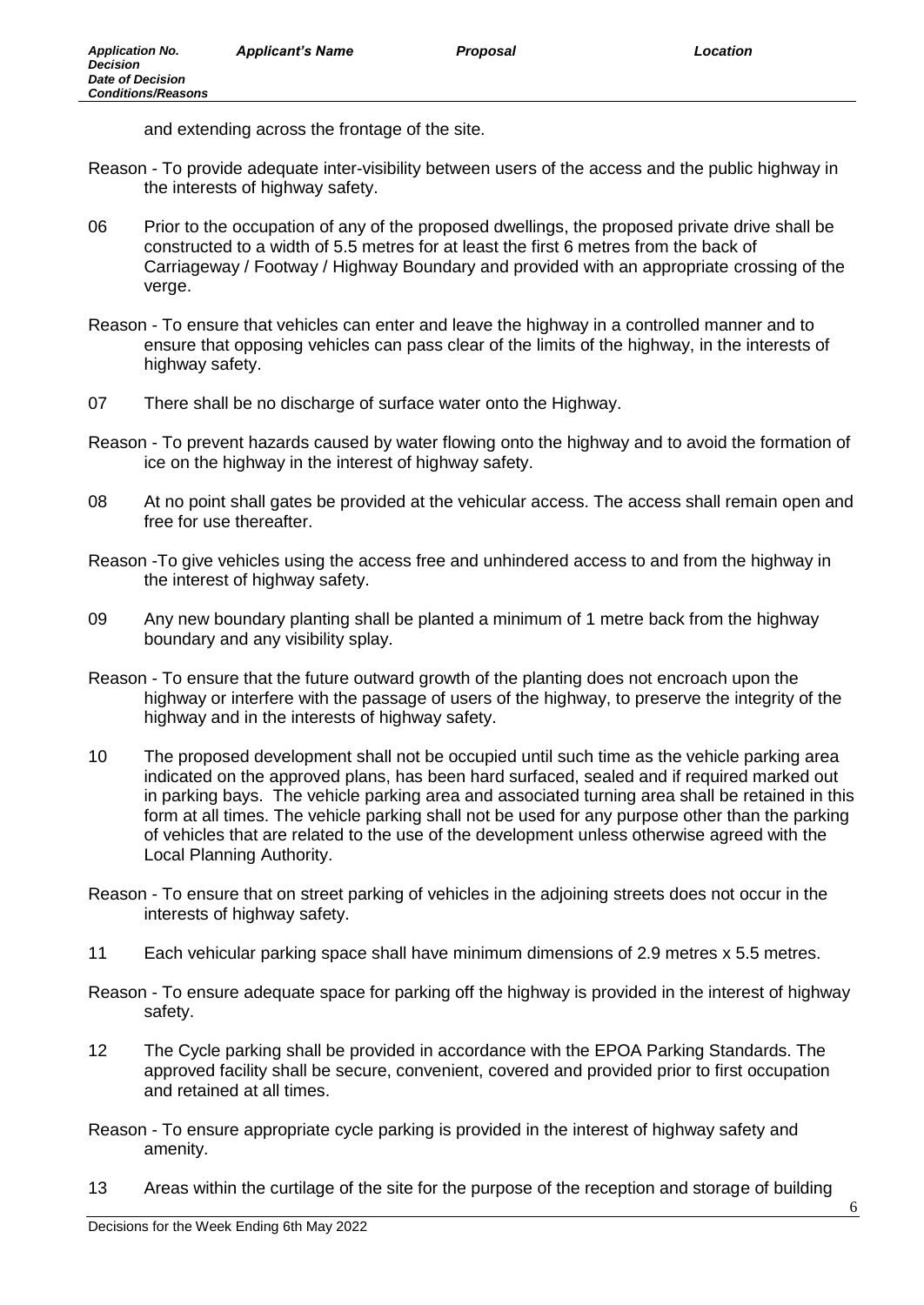and extending across the frontage of the site.

Reason - To provide adequate inter-visibility between users of the access and the public highway in the interests of highway safety.

06 Prior to the occupation of any of the proposed dwellings, the proposed private drive shall be constructed to a width of 5.5 metres for at least the first 6 metres from the back of Carriageway / Footway / Highway Boundary and provided with an appropriate crossing of the verge.

Reason - To ensure that vehicles can enter and leave the highway in a controlled manner and to ensure that opposing vehicles can pass clear of the limits of the highway, in the interests of highway safety.

07 There shall be no discharge of surface water onto the Highway.

Reason - To prevent hazards caused by water flowing onto the highway and to avoid the formation of ice on the highway in the interest of highway safety.

08 At no point shall gates be provided at the vehicular access. The access shall remain open and free for use thereafter.

Reason -To give vehicles using the access free and unhindered access to and from the highway in the interest of highway safety.

09 Any new boundary planting shall be planted a minimum of 1 metre back from the highway boundary and any visibility splay.

Reason - To ensure that the future outward growth of the planting does not encroach upon the highway or interfere with the passage of users of the highway, to preserve the integrity of the highway and in the interests of highway safety.

10 The proposed development shall not be occupied until such time as the vehicle parking area indicated on the approved plans, has been hard surfaced, sealed and if required marked out in parking bays. The vehicle parking area and associated turning area shall be retained in this form at all times. The vehicle parking shall not be used for any purpose other than the parking of vehicles that are related to the use of the development unless otherwise agreed with the Local Planning Authority.

Reason - To ensure that on street parking of vehicles in the adjoining streets does not occur in the interests of highway safety.

11 Each vehicular parking space shall have minimum dimensions of 2.9 metres x 5.5 metres.

Reason - To ensure adequate space for parking off the highway is provided in the interest of highway safety.

12 The Cycle parking shall be provided in accordance with the EPOA Parking Standards. The approved facility shall be secure, convenient, covered and provided prior to first occupation and retained at all times.

Reason - To ensure appropriate cycle parking is provided in the interest of highway safety and amenity.

13 Areas within the curtilage of the site for the purpose of the reception and storage of building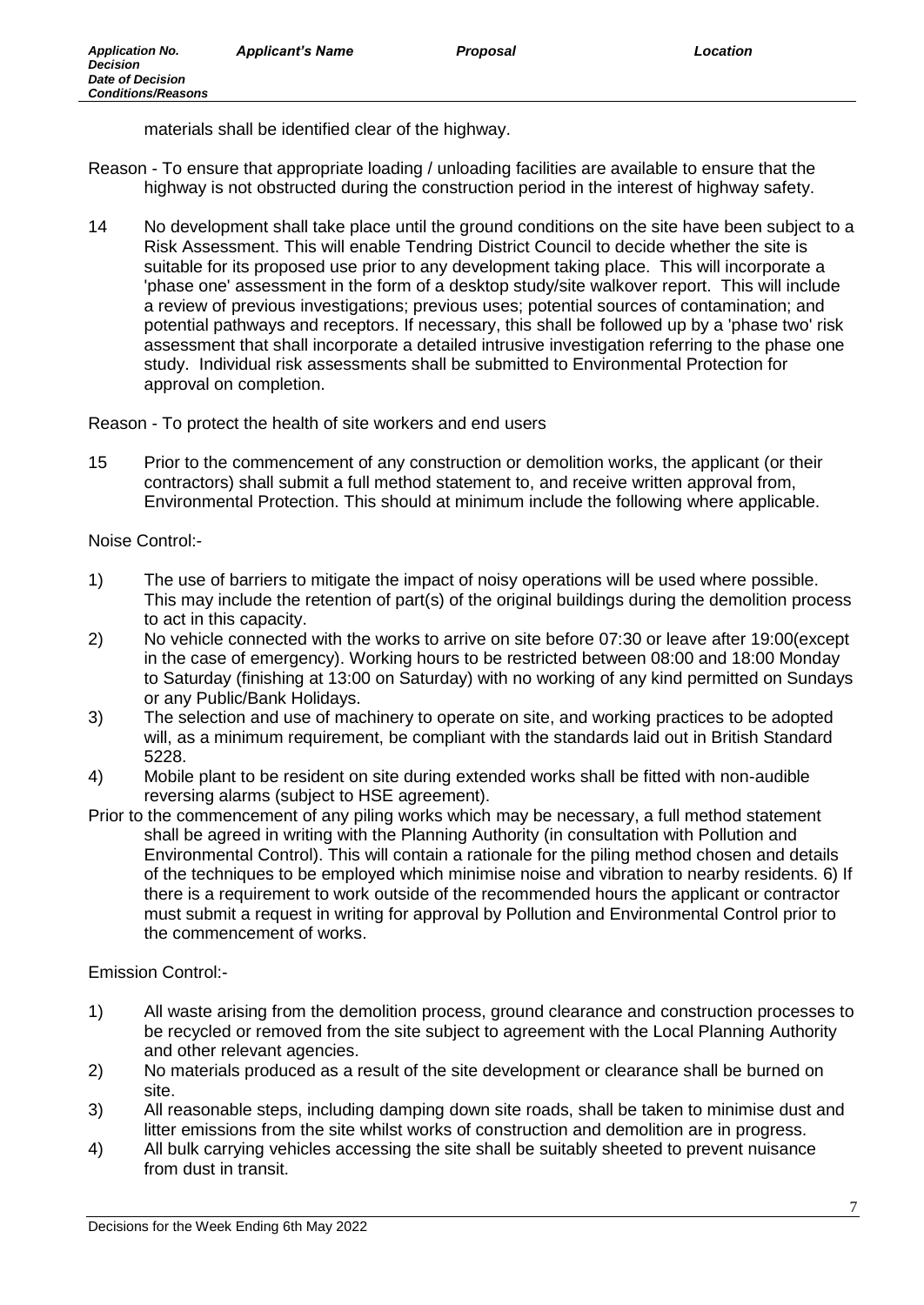materials shall be identified clear of the highway.

Reason - To ensure that appropriate loading / unloading facilities are available to ensure that the highway is not obstructed during the construction period in the interest of highway safety.

14 No development shall take place until the ground conditions on the site have been subject to a Risk Assessment. This will enable Tendring District Council to decide whether the site is suitable for its proposed use prior to any development taking place. This will incorporate a 'phase one' assessment in the form of a desktop study/site walkover report. This will include a review of previous investigations; previous uses; potential sources of contamination; and potential pathways and receptors. If necessary, this shall be followed up by a 'phase two' risk assessment that shall incorporate a detailed intrusive investigation referring to the phase one study. Individual risk assessments shall be submitted to Environmental Protection for approval on completion.

Reason - To protect the health of site workers and end users

15 Prior to the commencement of any construction or demolition works, the applicant (or their contractors) shall submit a full method statement to, and receive written approval from, Environmental Protection. This should at minimum include the following where applicable.

Noise Control:-

1) The use of barriers to mitigate the impact of noisy operations will be used where possible. This may include the retention of part(s) of the original buildings during the demolition process to act in this capacity.
2) No vehicle connected with the works to arrive on site before 07:30 or leave after 19:00(except in the case of emergency). Working hours to be restricted between 08:00 and 18:00 Monday to Saturday (finishing at 13:00 on Saturday) with no working of any kind permitted on Sundays or any Public/Bank Holidays.
3) The selection and use of machinery to operate on site, and working practices to be adopted will, as a minimum requirement, be compliant with the standards laid out in British Standard 5228.
4) Mobile plant to be resident on site during extended works shall be fitted with non-audible reversing alarms (subject to HSE agreement).

Prior to the commencement of any piling works which may be necessary, a full method statement shall be agreed in writing with the Planning Authority (in consultation with Pollution and Environmental Control). This will contain a rationale for the piling method chosen and details of the techniques to be employed which minimise noise and vibration to nearby residents. 6) If there is a requirement to work outside of the recommended hours the applicant or contractor must submit a request in writing for approval by Pollution and Environmental Control prior to the commencement of works.

Emission Control:-

1) All waste arising from the demolition process, ground clearance and construction processes to be recycled or removed from the site subject to agreement with the Local Planning Authority and other relevant agencies.
2) No materials produced as a result of the site development or clearance shall be burned on site.
3) All reasonable steps, including damping down site roads, shall be taken to minimise dust and litter emissions from the site whilst works of construction and demolition are in progress.
4) All bulk carrying vehicles accessing the site shall be suitably sheeted to prevent nuisance from dust in transit.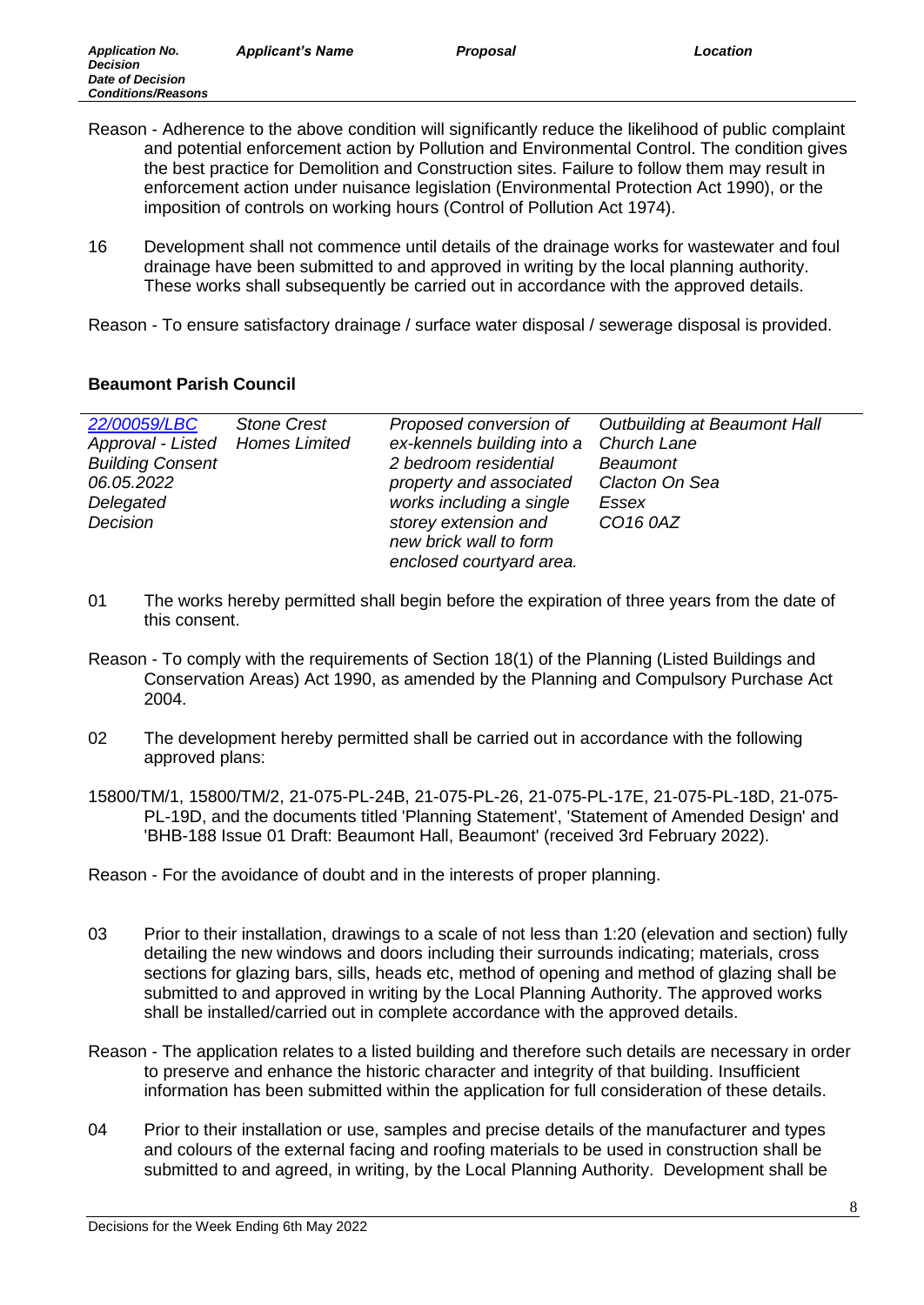Reason - Adherence to the above condition will significantly reduce the likelihood of public complaint and potential enforcement action by Pollution and Environmental Control. The condition gives the best practice for Demolition and Construction sites. Failure to follow them may result in enforcement action under nuisance legislation (Environmental Protection Act 1990), or the imposition of controls on working hours (Control of Pollution Act 1974).

16 Development shall not commence until details of the drainage works for wastewater and foul drainage have been submitted to and approved in writing by the local planning authority. These works shall subsequently be carried out in accordance with the approved details.

Reason - To ensure satisfactory drainage / surface water disposal / sewerage disposal is provided.

**Beaumont Parish Council**

| Application No. / Decision / Date of Decision / Conditions/Reasons | Applicant's Name | Proposal | Location |
|---|---|---|---|
| *22/00059/LBC* *Approval - Listed Building Consent* *06.05.2022* *Delegated Decision* | *Stone Crest Homes Limited* | *Proposed conversion of ex-kennels building into a 2 bedroom residential property and associated works including a single storey extension and new brick wall to form enclosed courtyard area.* | *Outbuilding at Beaumont Hall Church Lane Beaumont Clacton On Sea Essex CO16 0AZ* |

01 The works hereby permitted shall begin before the expiration of three years from the date of this consent.

Reason - To comply with the requirements of Section 18(1) of the Planning (Listed Buildings and Conservation Areas) Act 1990, as amended by the Planning and Compulsory Purchase Act 2004.

02 The development hereby permitted shall be carried out in accordance with the following approved plans:

15800/TM/1, 15800/TM/2, 21-075-PL-24B, 21-075-PL-26, 21-075-PL-17E, 21-075-PL-18D, 21-075-PL-19D, and the documents titled 'Planning Statement', 'Statement of Amended Design' and 'BHB-188 Issue 01 Draft: Beaumont Hall, Beaumont' (received 3rd February 2022).

Reason - For the avoidance of doubt and in the interests of proper planning.

03 Prior to their installation, drawings to a scale of not less than 1:20 (elevation and section) fully detailing the new windows and doors including their surrounds indicating; materials, cross sections for glazing bars, sills, heads etc, method of opening and method of glazing shall be submitted to and approved in writing by the Local Planning Authority. The approved works shall be installed/carried out in complete accordance with the approved details.

Reason - The application relates to a listed building and therefore such details are necessary in order to preserve and enhance the historic character and integrity of that building. Insufficient information has been submitted within the application for full consideration of these details.

04 Prior to their installation or use, samples and precise details of the manufacturer and types and colours of the external facing and roofing materials to be used in construction shall be submitted to and agreed, in writing, by the Local Planning Authority. Development shall be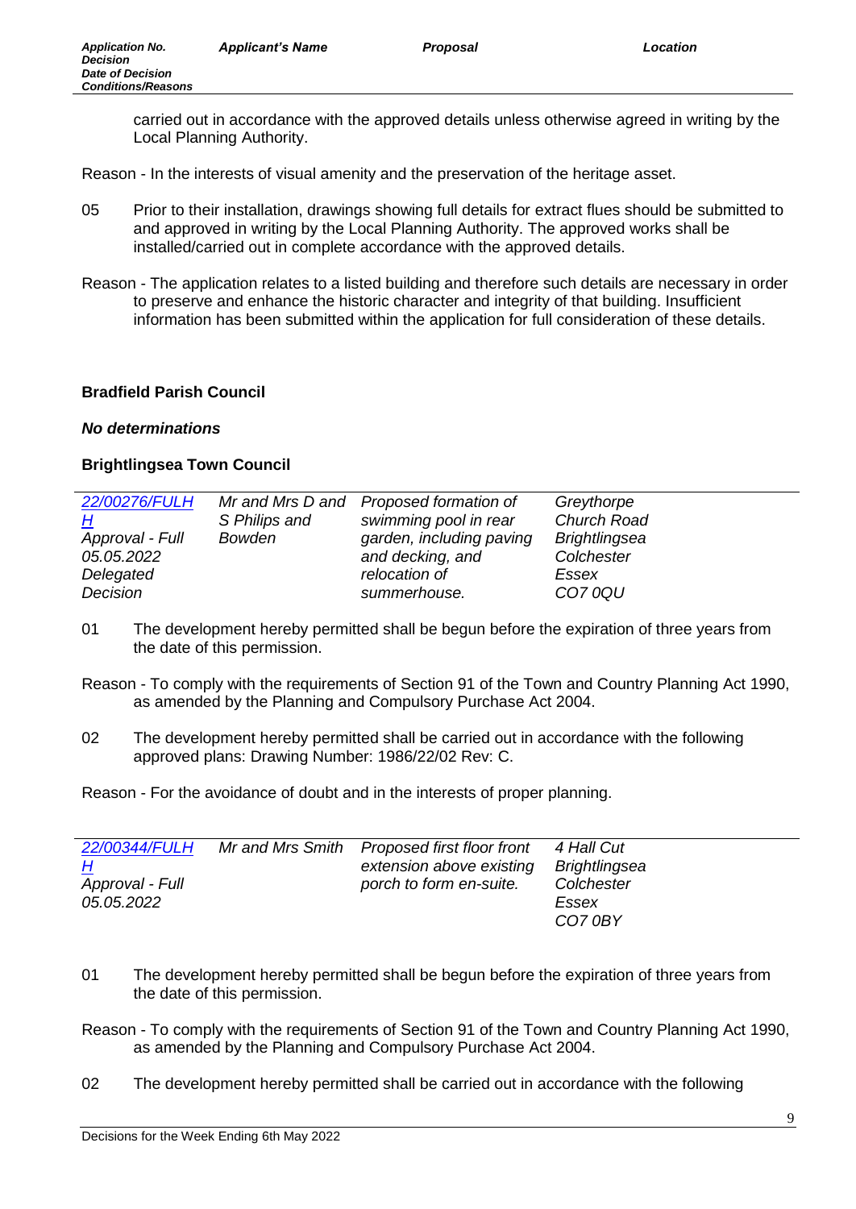carried out in accordance with the approved details unless otherwise agreed in writing by the Local Planning Authority.

Reason - In the interests of visual amenity and the preservation of the heritage asset.

05 Prior to their installation, drawings showing full details for extract flues should be submitted to and approved in writing by the Local Planning Authority. The approved works shall be installed/carried out in complete accordance with the approved details.

Reason - The application relates to a listed building and therefore such details are necessary in order to preserve and enhance the historic character and integrity of that building. Insufficient information has been submitted within the application for full consideration of these details.

**Bradfield Parish Council**

***No determinations***

**Brightlingsea Town Council**

| Application No. / Decision / Date of Decision | Applicant's Name | Proposal | Location |
|---|---|---|---|
| *22/00276/FULHH* *Approval - Full* *05.05.2022* *Delegated Decision* | *Mr and Mrs D and S Philips and Bowden* | *Proposed formation of swimming pool in rear garden, including paving and decking, and relocation of summerhouse.* | *Greythorpe Church Road Brightlingsea Colchester Essex CO7 0QU* |

01 The development hereby permitted shall be begun before the expiration of three years from the date of this permission.

Reason - To comply with the requirements of Section 91 of the Town and Country Planning Act 1990, as amended by the Planning and Compulsory Purchase Act 2004.

02 The development hereby permitted shall be carried out in accordance with the following approved plans: Drawing Number: 1986/22/02 Rev: C.

Reason - For the avoidance of doubt and in the interests of proper planning.

| Application No. / Decision / Date of Decision | Applicant's Name | Proposal | Location |
|---|---|---|---|
| *22/00344/FULHH* *Approval - Full* *05.05.2022* | *Mr and Mrs Smith* | *Proposed first floor front extension above existing porch to form en-suite.* | *4 Hall Cut Brightlingsea Colchester Essex CO7 0BY* |

01 The development hereby permitted shall be begun before the expiration of three years from the date of this permission.

Reason - To comply with the requirements of Section 91 of the Town and Country Planning Act 1990, as amended by the Planning and Compulsory Purchase Act 2004.

02 The development hereby permitted shall be carried out in accordance with the following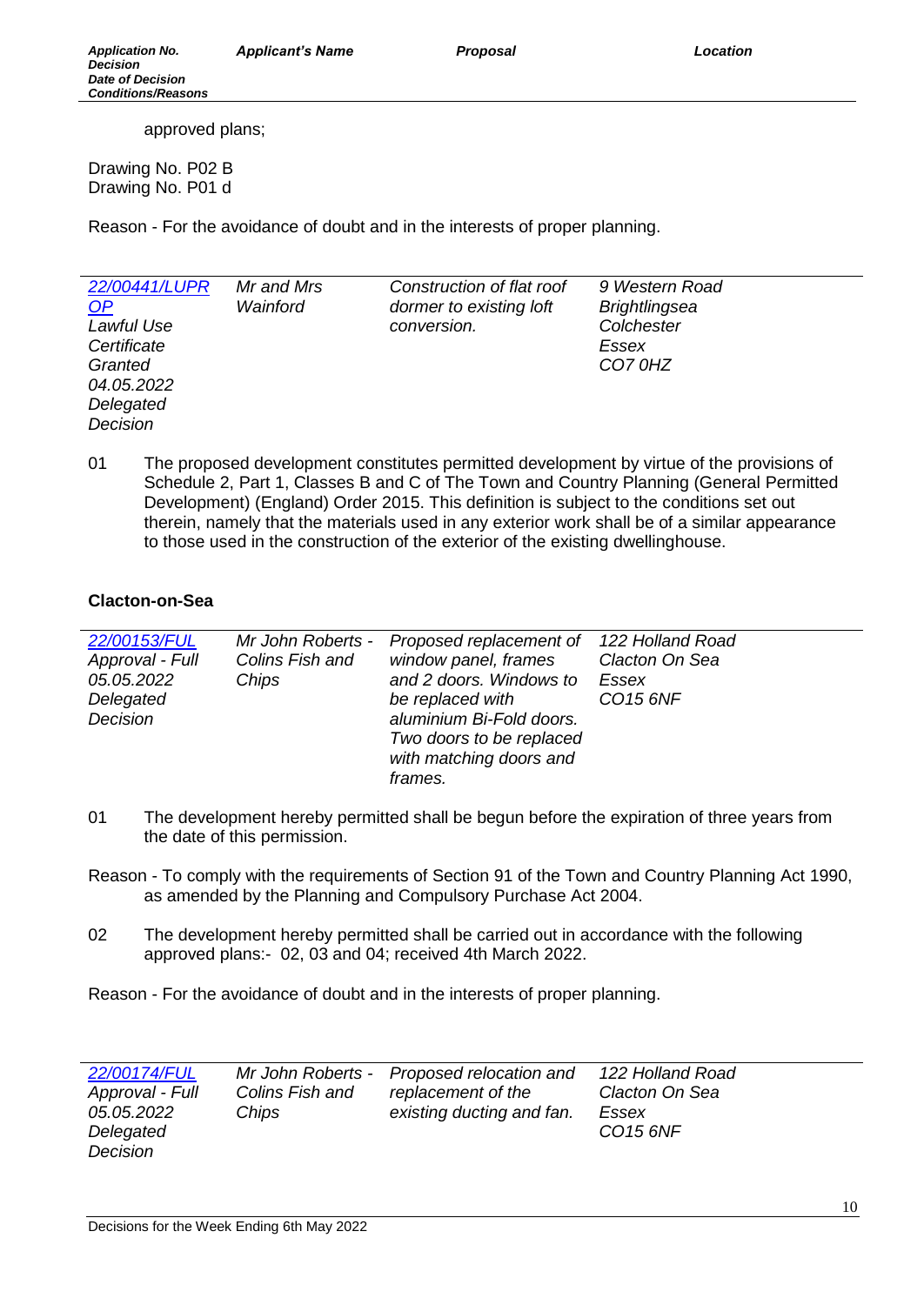| Application No. Decision Date of Decision Conditions/Reasons | Applicant's Name | Proposal | Location |
|---|---|---|---|

approved plans;

Drawing No. P02 B
Drawing No. P01 d

Reason - For the avoidance of doubt and in the interests of proper planning.

| | | | |
|---|---|---|---|
| *22/00441/LUPROP* *Lawful Use Certificate Granted* *04.05.2022* *Delegated Decision* | *Mr and Mrs Wainford* | *Construction of flat roof dormer to existing loft conversion.* | *9 Western Road Brightlingsea Colchester Essex CO7 0HZ* |

01 The proposed development constitutes permitted development by virtue of the provisions of Schedule 2, Part 1, Classes B and C of The Town and Country Planning (General Permitted Development) (England) Order 2015. This definition is subject to the conditions set out therein, namely that the materials used in any exterior work shall be of a similar appearance to those used in the construction of the exterior of the existing dwellinghouse.

**Clacton-on-Sea**

| | | | |
|---|---|---|---|
| *22/00153/FUL* *Approval - Full* *05.05.2022* *Delegated Decision* | *Mr John Roberts - Colins Fish and Chips* | *Proposed replacement of window panel, frames and 2 doors. Windows to be replaced with aluminium Bi-Fold doors. Two doors to be replaced with matching doors and frames.* | *122 Holland Road Clacton On Sea Essex CO15 6NF* |

01 The development hereby permitted shall be begun before the expiration of three years from the date of this permission.

Reason - To comply with the requirements of Section 91 of the Town and Country Planning Act 1990, as amended by the Planning and Compulsory Purchase Act 2004.

02 The development hereby permitted shall be carried out in accordance with the following approved plans:- 02, 03 and 04; received 4th March 2022.

Reason - For the avoidance of doubt and in the interests of proper planning.

| | | | |
|---|---|---|---|
| *22/00174/FUL* *Approval - Full* *05.05.2022* *Delegated Decision* | *Mr John Roberts - Colins Fish and Chips* | *Proposed relocation and replacement of the existing ducting and fan.* | *122 Holland Road Clacton On Sea Essex CO15 6NF* |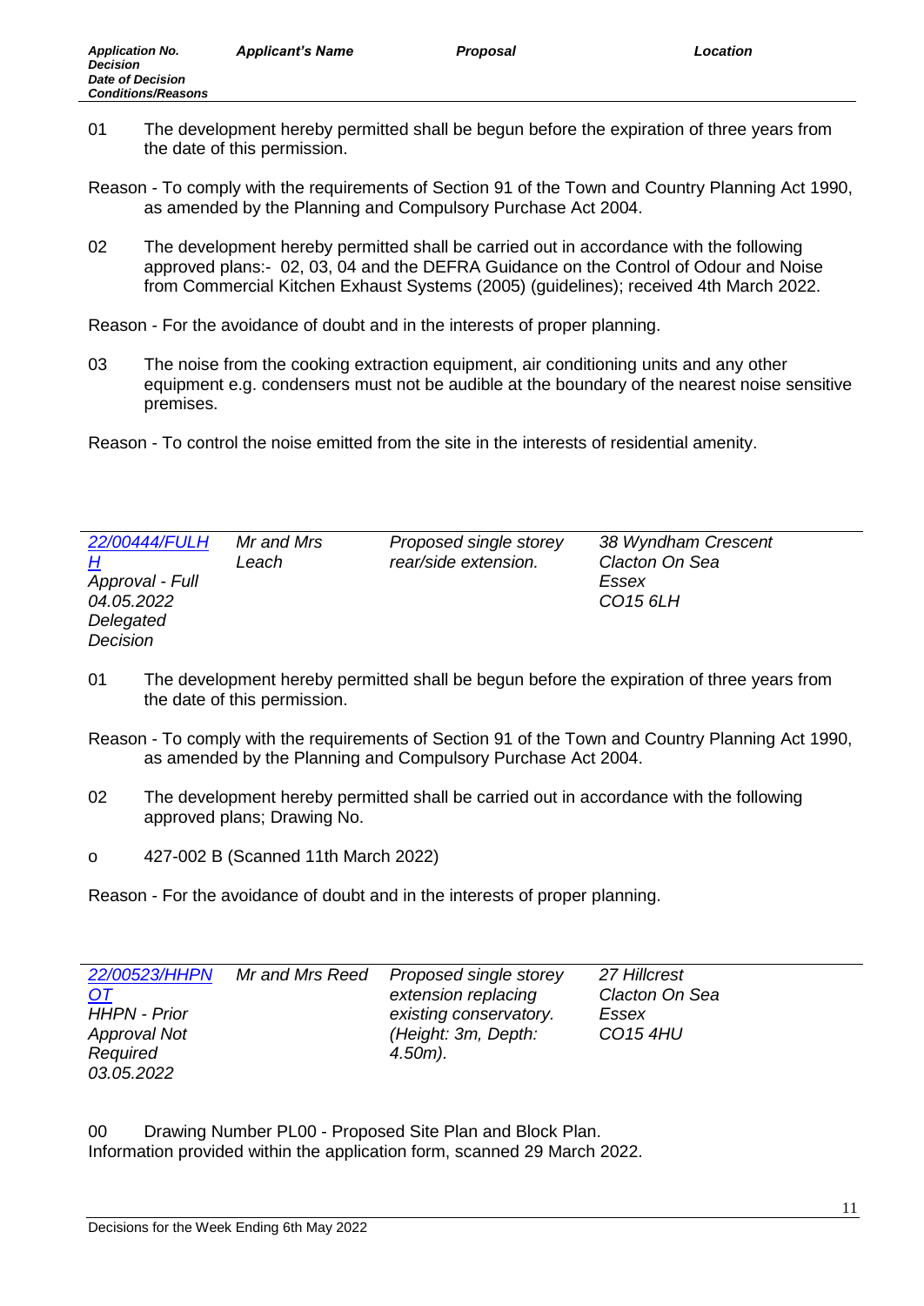| *Application No.* *Decision* *Date of Decision* *Conditions/Reasons* | *Applicant's Name* | *Proposal* | *Location* |
|---|---|---|---|

01 The development hereby permitted shall be begun before the expiration of three years from the date of this permission.

Reason - To comply with the requirements of Section 91 of the Town and Country Planning Act 1990, as amended by the Planning and Compulsory Purchase Act 2004.

02 The development hereby permitted shall be carried out in accordance with the following approved plans:- 02, 03, 04 and the DEFRA Guidance on the Control of Odour and Noise from Commercial Kitchen Exhaust Systems (2005) (guidelines); received 4th March 2022.

Reason - For the avoidance of doubt and in the interests of proper planning.

03 The noise from the cooking extraction equipment, air conditioning units and any other equipment e.g. condensers must not be audible at the boundary of the nearest noise sensitive premises.

Reason - To control the noise emitted from the site in the interests of residential amenity.

| | | | |
|---|---|---|---|
| *22/00444/FULHH* *Approval - Full* *04.05.2022* *Delegated Decision* | *Mr and Mrs Leach* | *Proposed single storey rear/side extension.* | *38 Wyndham Crescent* *Clacton On Sea* *Essex* *CO15 6LH* |

01 The development hereby permitted shall be begun before the expiration of three years from the date of this permission.

Reason - To comply with the requirements of Section 91 of the Town and Country Planning Act 1990, as amended by the Planning and Compulsory Purchase Act 2004.

02 The development hereby permitted shall be carried out in accordance with the following approved plans; Drawing No.

o 427-002 B (Scanned 11th March 2022)

Reason - For the avoidance of doubt and in the interests of proper planning.

| | | | |
|---|---|---|---|
| *22/00523/HHPNOT* *HHPN - Prior Approval Not Required* *03.05.2022* | *Mr and Mrs Reed* | *Proposed single storey extension replacing existing conservatory. (Height: 3m, Depth: 4.50m).* | *27 Hillcrest* *Clacton On Sea* *Essex* *CO15 4HU* |

00 Drawing Number PL00 - Proposed Site Plan and Block Plan.
Information provided within the application form, scanned 29 March 2022.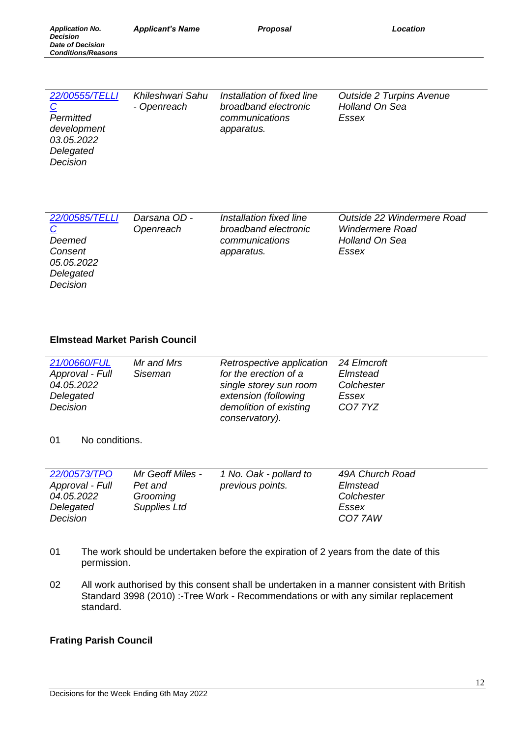| Application No. Decision Date of Decision Conditions/Reasons | Applicant's Name | Proposal | Location |
|---|---|---|---|
| *22/00555/TELLIC* *Permitted development* *03.05.2022* *Delegated Decision* | *Khileshwari Sahu - Openreach* | *Installation of fixed line broadband electronic communications apparatus.* | *Outside 2 Turpins Avenue Holland On Sea Essex* |
| *22/00585/TELLIC* *Deemed Consent* *05.05.2022* *Delegated Decision* | *Darsana OD - Openreach* | *Installation fixed line broadband electronic communications apparatus.* | *Outside 22 Windermere Road Windermere Road Holland On Sea Essex* |

**Elmstead Market Parish Council**

| | | | |
|---|---|---|---|
| *21/00660/FUL* *Approval - Full* *04.05.2022* *Delegated Decision* | *Mr and Mrs Siseman* | *Retrospective application for the erection of a single storey sun room extension (following demolition of existing conservatory).* | *24 Elmcroft Elmstead Colchester Essex CO7 7YZ* |

01 No conditions.

| | | | |
|---|---|---|---|
| *22/00573/TPO* *Approval - Full* *04.05.2022* *Delegated Decision* | *Mr Geoff Miles - Pet and Grooming Supplies Ltd* | *1 No. Oak - pollard to previous points.* | *49A Church Road Elmstead Colchester Essex CO7 7AW* |

01 The work should be undertaken before the expiration of 2 years from the date of this permission.

02 All work authorised by this consent shall be undertaken in a manner consistent with British Standard 3998 (2010) :-Tree Work - Recommendations or with any similar replacement standard.

**Frating Parish Council**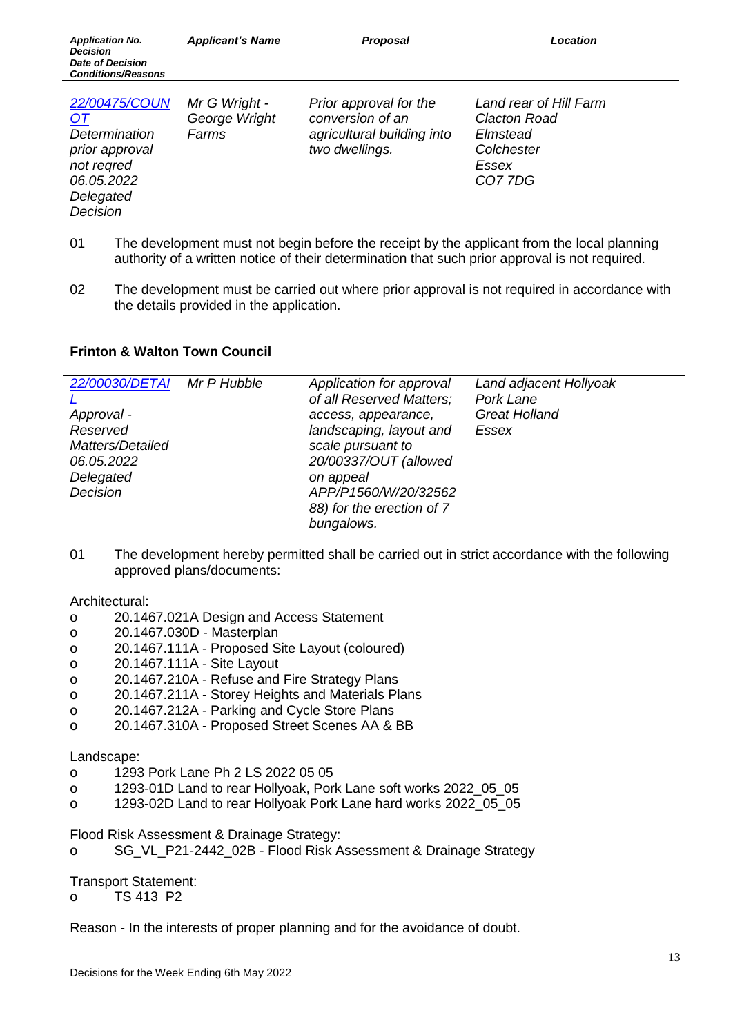| Application No. Decision Date of Decision Conditions/Reasons | Applicant's Name | Proposal | Location |
|---|---|---|---|
| [22/00475/COUNOT](22/00475/COUNOT) Determination prior approval not reqred 06.05.2022 Delegated Decision | Mr G Wright - George Wright Farms | Prior approval for the conversion of an agricultural building into two dwellings. | Land rear of Hill Farm Clacton Road Elmstead Colchester Essex CO7 7DG |

01 The development must not begin before the receipt by the applicant from the local planning authority of a written notice of their determination that such prior approval is not required.

02 The development must be carried out where prior approval is not required in accordance with the details provided in the application.

**Frinton & Walton Town Council**

| | | | |
|---|---|---|---|
| 22/00030/DETAIL Approval - Reserved Matters/Detailed 06.05.2022 Delegated Decision | Mr P Hubble | Application for approval of all Reserved Matters; access, appearance, landscaping, layout and scale pursuant to 20/00337/OUT (allowed on appeal APP/P1560/W/20/3256288) for the erection of 7 bungalows. | Land adjacent Hollyoak Pork Lane Great Holland Essex |

01 The development hereby permitted shall be carried out in strict accordance with the following approved plans/documents:

Architectural:
- 20.1467.021A Design and Access Statement
- 20.1467.030D - Masterplan
- 20.1467.111A - Proposed Site Layout (coloured)
- 20.1467.111A - Site Layout
- 20.1467.210A - Refuse and Fire Strategy Plans
- 20.1467.211A - Storey Heights and Materials Plans
- 20.1467.212A - Parking and Cycle Store Plans
- 20.1467.310A - Proposed Street Scenes AA & BB

Landscape:
- 1293 Pork Lane Ph 2 LS 2022 05 05
- 1293-01D Land to rear Hollyoak, Pork Lane soft works 2022_05_05
- 1293-02D Land to rear Hollyoak Pork Lane hard works 2022_05_05

Flood Risk Assessment & Drainage Strategy:
- SG_VL_P21-2442_02B - Flood Risk Assessment & Drainage Strategy

Transport Statement:
- TS 413 P2

Reason - In the interests of proper planning and for the avoidance of doubt.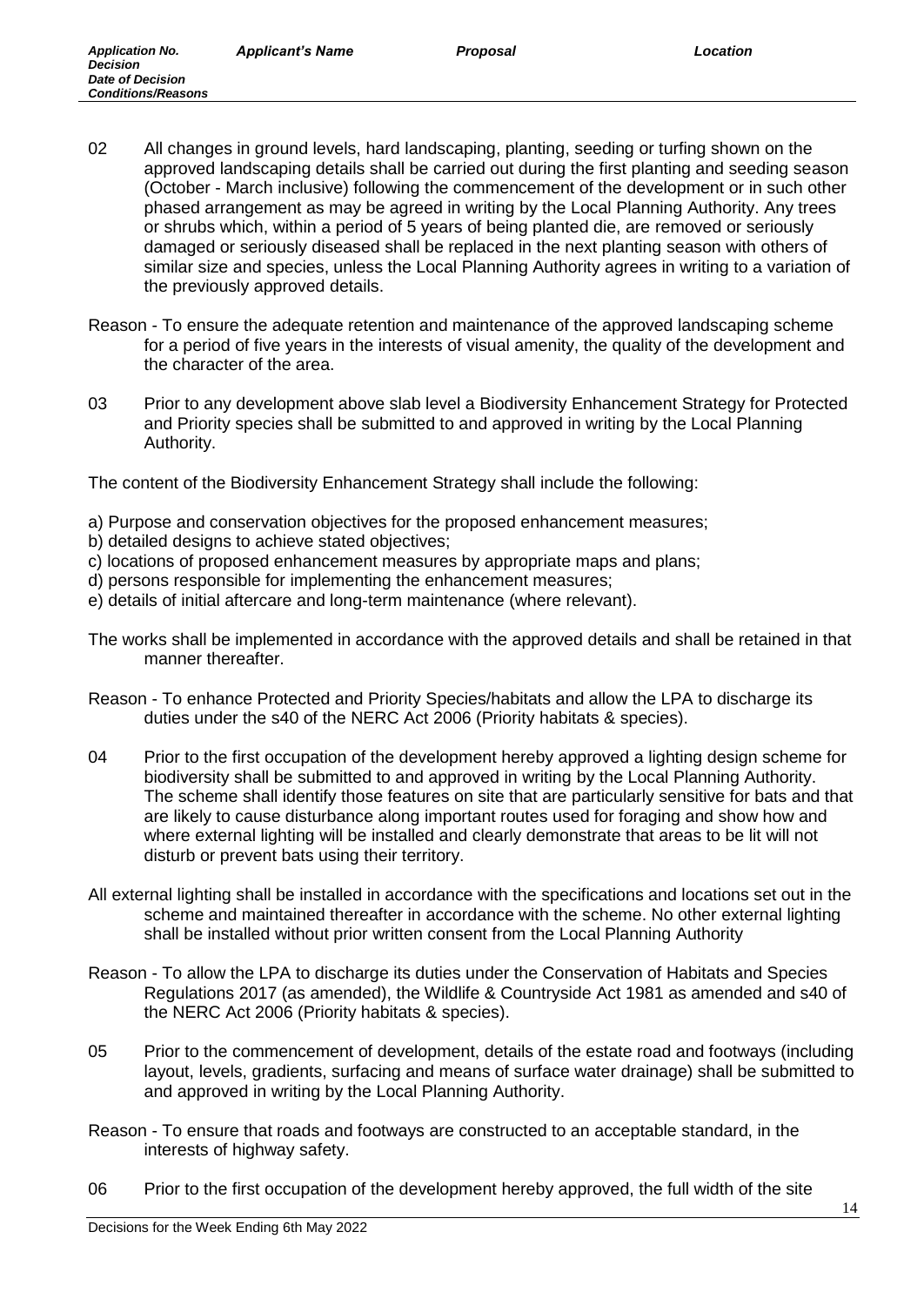02 All changes in ground levels, hard landscaping, planting, seeding or turfing shown on the approved landscaping details shall be carried out during the first planting and seeding season (October - March inclusive) following the commencement of the development or in such other phased arrangement as may be agreed in writing by the Local Planning Authority. Any trees or shrubs which, within a period of 5 years of being planted die, are removed or seriously damaged or seriously diseased shall be replaced in the next planting season with others of similar size and species, unless the Local Planning Authority agrees in writing to a variation of the previously approved details.

Reason - To ensure the adequate retention and maintenance of the approved landscaping scheme for a period of five years in the interests of visual amenity, the quality of the development and the character of the area.

03 Prior to any development above slab level a Biodiversity Enhancement Strategy for Protected and Priority species shall be submitted to and approved in writing by the Local Planning Authority.

The content of the Biodiversity Enhancement Strategy shall include the following:

a) Purpose and conservation objectives for the proposed enhancement measures;
b) detailed designs to achieve stated objectives;
c) locations of proposed enhancement measures by appropriate maps and plans;
d) persons responsible for implementing the enhancement measures;
e) details of initial aftercare and long-term maintenance (where relevant).

The works shall be implemented in accordance with the approved details and shall be retained in that manner thereafter.

Reason - To enhance Protected and Priority Species/habitats and allow the LPA to discharge its duties under the s40 of the NERC Act 2006 (Priority habitats & species).

04 Prior to the first occupation of the development hereby approved a lighting design scheme for biodiversity shall be submitted to and approved in writing by the Local Planning Authority. The scheme shall identify those features on site that are particularly sensitive for bats and that are likely to cause disturbance along important routes used for foraging and show how and where external lighting will be installed and clearly demonstrate that areas to be lit will not disturb or prevent bats using their territory.

All external lighting shall be installed in accordance with the specifications and locations set out in the scheme and maintained thereafter in accordance with the scheme. No other external lighting shall be installed without prior written consent from the Local Planning Authority

Reason - To allow the LPA to discharge its duties under the Conservation of Habitats and Species Regulations 2017 (as amended), the Wildlife & Countryside Act 1981 as amended and s40 of the NERC Act 2006 (Priority habitats & species).

05 Prior to the commencement of development, details of the estate road and footways (including layout, levels, gradients, surfacing and means of surface water drainage) shall be submitted to and approved in writing by the Local Planning Authority.

Reason - To ensure that roads and footways are constructed to an acceptable standard, in the interests of highway safety.

06 Prior to the first occupation of the development hereby approved, the full width of the site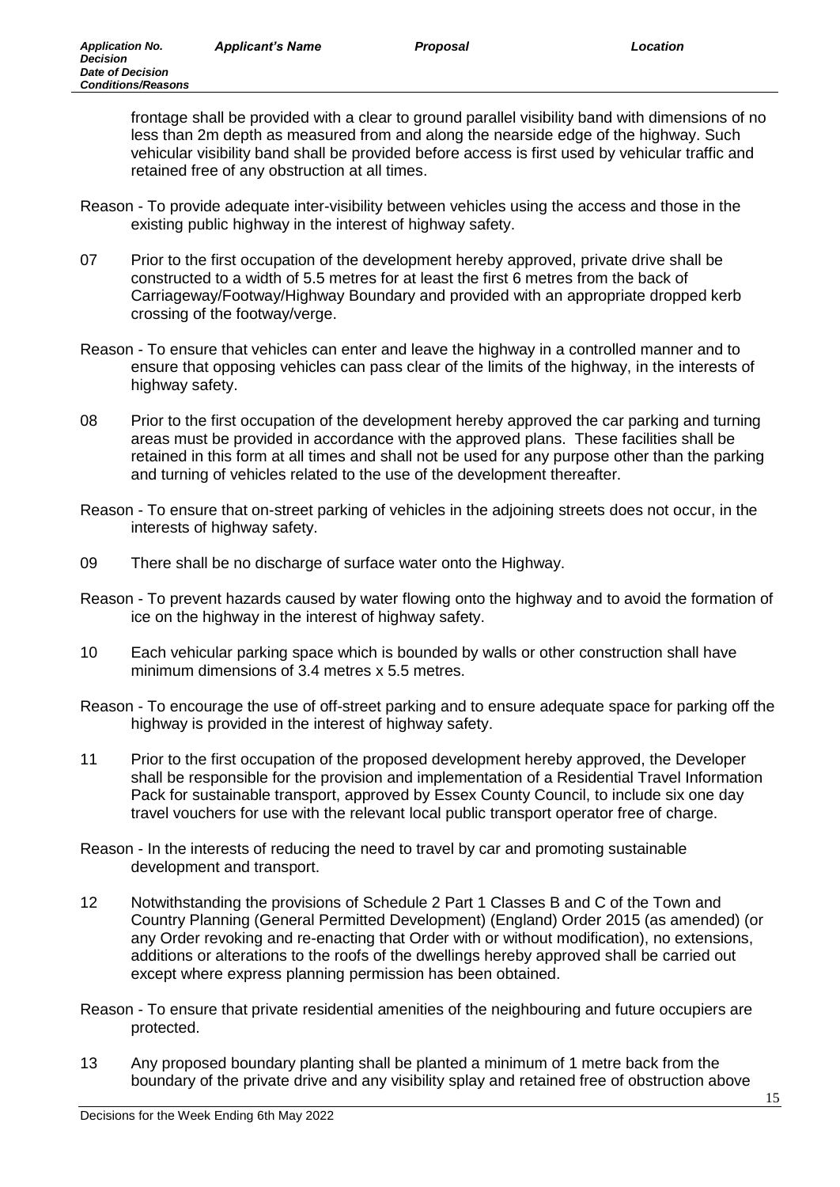frontage shall be provided with a clear to ground parallel visibility band with dimensions of no less than 2m depth as measured from and along the nearside edge of the highway. Such vehicular visibility band shall be provided before access is first used by vehicular traffic and retained free of any obstruction at all times.

Reason - To provide adequate inter-visibility between vehicles using the access and those in the existing public highway in the interest of highway safety.

07 Prior to the first occupation of the development hereby approved, private drive shall be constructed to a width of 5.5 metres for at least the first 6 metres from the back of Carriageway/Footway/Highway Boundary and provided with an appropriate dropped kerb crossing of the footway/verge.

Reason - To ensure that vehicles can enter and leave the highway in a controlled manner and to ensure that opposing vehicles can pass clear of the limits of the highway, in the interests of highway safety.

08 Prior to the first occupation of the development hereby approved the car parking and turning areas must be provided in accordance with the approved plans. These facilities shall be retained in this form at all times and shall not be used for any purpose other than the parking and turning of vehicles related to the use of the development thereafter.

Reason - To ensure that on-street parking of vehicles in the adjoining streets does not occur, in the interests of highway safety.

09 There shall be no discharge of surface water onto the Highway.

Reason - To prevent hazards caused by water flowing onto the highway and to avoid the formation of ice on the highway in the interest of highway safety.

10 Each vehicular parking space which is bounded by walls or other construction shall have minimum dimensions of 3.4 metres x 5.5 metres.

Reason - To encourage the use of off-street parking and to ensure adequate space for parking off the highway is provided in the interest of highway safety.

11 Prior to the first occupation of the proposed development hereby approved, the Developer shall be responsible for the provision and implementation of a Residential Travel Information Pack for sustainable transport, approved by Essex County Council, to include six one day travel vouchers for use with the relevant local public transport operator free of charge.

Reason - In the interests of reducing the need to travel by car and promoting sustainable development and transport.

12 Notwithstanding the provisions of Schedule 2 Part 1 Classes B and C of the Town and Country Planning (General Permitted Development) (England) Order 2015 (as amended) (or any Order revoking and re-enacting that Order with or without modification), no extensions, additions or alterations to the roofs of the dwellings hereby approved shall be carried out except where express planning permission has been obtained.

Reason - To ensure that private residential amenities of the neighbouring and future occupiers are protected.

13 Any proposed boundary planting shall be planted a minimum of 1 metre back from the boundary of the private drive and any visibility splay and retained free of obstruction above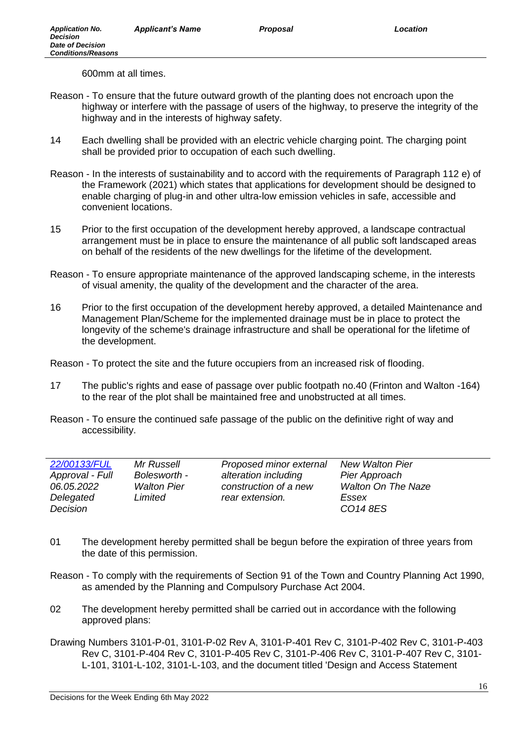600mm at all times.

Reason - To ensure that the future outward growth of the planting does not encroach upon the highway or interfere with the passage of users of the highway, to preserve the integrity of the highway and in the interests of highway safety.

14 Each dwelling shall be provided with an electric vehicle charging point. The charging point shall be provided prior to occupation of each such dwelling.

Reason - In the interests of sustainability and to accord with the requirements of Paragraph 112 e) of the Framework (2021) which states that applications for development should be designed to enable charging of plug-in and other ultra-low emission vehicles in safe, accessible and convenient locations.

15 Prior to the first occupation of the development hereby approved, a landscape contractual arrangement must be in place to ensure the maintenance of all public soft landscaped areas on behalf of the residents of the new dwellings for the lifetime of the development.

Reason - To ensure appropriate maintenance of the approved landscaping scheme, in the interests of visual amenity, the quality of the development and the character of the area.

16 Prior to the first occupation of the development hereby approved, a detailed Maintenance and Management Plan/Scheme for the implemented drainage must be in place to protect the longevity of the scheme's drainage infrastructure and shall be operational for the lifetime of the development.

Reason - To protect the site and the future occupiers from an increased risk of flooding.

17 The public's rights and ease of passage over public footpath no.40 (Frinton and Walton -164) to the rear of the plot shall be maintained free and unobstructed at all times.

Reason - To ensure the continued safe passage of the public on the definitive right of way and accessibility.

| | | | |
|---|---|---|---|
| *22/00133/FUL*<br>*Approval - Full*<br>*06.05.2022*<br>*Delegated Decision* | *Mr Russell Bolesworth - Walton Pier Limited* | *Proposed minor external alteration including construction of a new rear extension.* | *New Walton Pier*<br>*Pier Approach*<br>*Walton On The Naze*<br>*Essex*<br>*CO14 8ES* |

01 The development hereby permitted shall be begun before the expiration of three years from the date of this permission.

Reason - To comply with the requirements of Section 91 of the Town and Country Planning Act 1990, as amended by the Planning and Compulsory Purchase Act 2004.

02 The development hereby permitted shall be carried out in accordance with the following approved plans:

Drawing Numbers 3101-P-01, 3101-P-02 Rev A, 3101-P-401 Rev C, 3101-P-402 Rev C, 3101-P-403 Rev C, 3101-P-404 Rev C, 3101-P-405 Rev C, 3101-P-406 Rev C, 3101-P-407 Rev C, 3101-L-101, 3101-L-102, 3101-L-103, and the document titled 'Design and Access Statement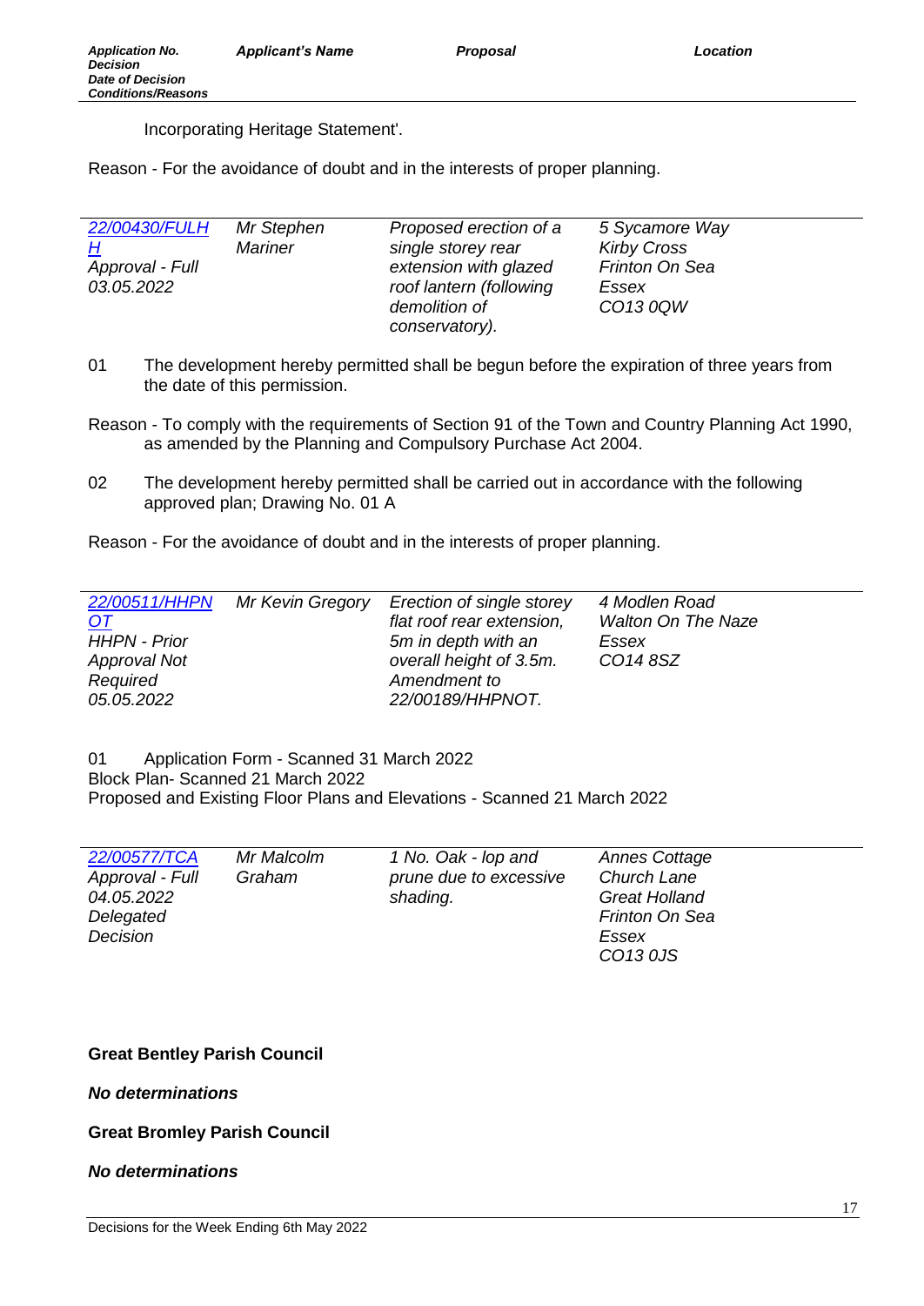| *Application No. Decision Date of Decision Conditions/Reasons* | *Applicant's Name* | *Proposal* | *Location* |
|---|---|---|---|

Incorporating Heritage Statement'.

Reason - For the avoidance of doubt and in the interests of proper planning.

| | | | |
|---|---|---|---|
| *22/00430/FULHH* *Approval - Full* *03.05.2022* | *Mr Stephen Mariner* | *Proposed erection of a single storey rear extension with glazed roof lantern (following demolition of conservatory).* | *5 Sycamore Way Kirby Cross Frinton On Sea Essex CO13 0QW* |

01 The development hereby permitted shall be begun before the expiration of three years from the date of this permission.

Reason - To comply with the requirements of Section 91 of the Town and Country Planning Act 1990, as amended by the Planning and Compulsory Purchase Act 2004.

02 The development hereby permitted shall be carried out in accordance with the following approved plan; Drawing No. 01 A

Reason - For the avoidance of doubt and in the interests of proper planning.

| | | | |
|---|---|---|---|
| *22/00511/HHPNOT* *HHPN - Prior Approval Not Required* *05.05.2022* | *Mr Kevin Gregory* | *Erection of single storey flat roof rear extension, 5m in depth with an overall height of 3.5m. Amendment to 22/00189/HHPNOT.* | *4 Modlen Road Walton On The Naze Essex CO14 8SZ* |

01 Application Form - Scanned 31 March 2022
Block Plan- Scanned 21 March 2022
Proposed and Existing Floor Plans and Elevations - Scanned 21 March 2022

| | | | |
|---|---|---|---|
| *22/00577/TCA* *Approval - Full* *04.05.2022* *Delegated Decision* | *Mr Malcolm Graham* | *1 No. Oak - lop and prune due to excessive shading.* | *Annes Cottage Church Lane Great Holland Frinton On Sea Essex CO13 0JS* |

**Great Bentley Parish Council**

***No determinations***

**Great Bromley Parish Council**

***No determinations***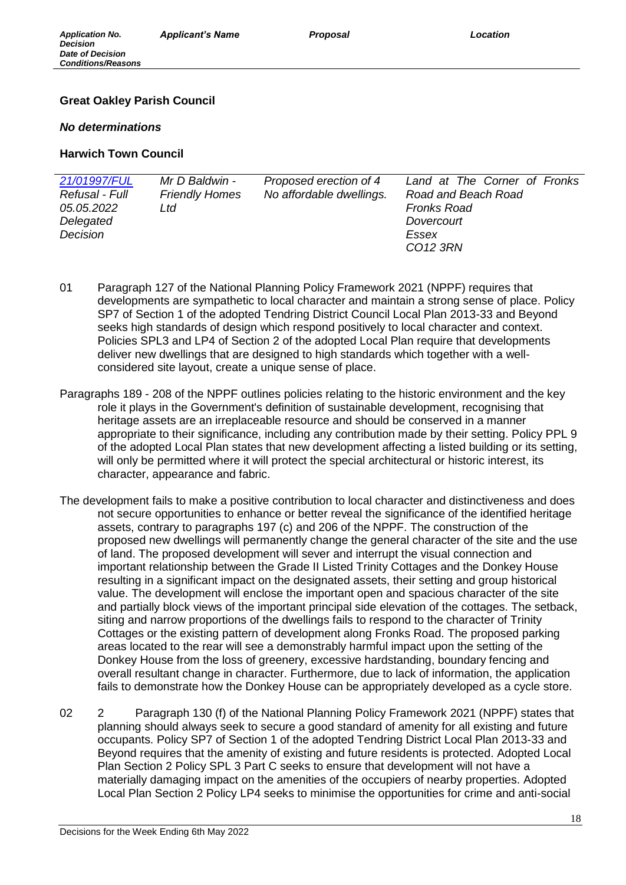| Application No. Decision Date of Decision Conditions/Reasons | Applicant's Name | Proposal | Location |
|---|---|---|---|

**Great Oakley Parish Council**

***No determinations***

**Harwich Town Council**

| | | | |
|---|---|---|---|
| *21/01997/FUL* *Refusal - Full* *05.05.2022* *Delegated Decision* | *Mr D Baldwin - Friendly Homes Ltd* | *Proposed erection of 4 No affordable dwellings.* | *Land at The Corner of Fronks Road and Beach Road* *Fronks Road* *Dovercourt* *Essex* *CO12 3RN* |

01 Paragraph 127 of the National Planning Policy Framework 2021 (NPPF) requires that developments are sympathetic to local character and maintain a strong sense of place. Policy SP7 of Section 1 of the adopted Tendring District Council Local Plan 2013-33 and Beyond seeks high standards of design which respond positively to local character and context. Policies SPL3 and LP4 of Section 2 of the adopted Local Plan require that developments deliver new dwellings that are designed to high standards which together with a well-considered site layout, create a unique sense of place.

Paragraphs 189 - 208 of the NPPF outlines policies relating to the historic environment and the key role it plays in the Government's definition of sustainable development, recognising that heritage assets are an irreplaceable resource and should be conserved in a manner appropriate to their significance, including any contribution made by their setting. Policy PPL 9 of the adopted Local Plan states that new development affecting a listed building or its setting, will only be permitted where it will protect the special architectural or historic interest, its character, appearance and fabric.

The development fails to make a positive contribution to local character and distinctiveness and does not secure opportunities to enhance or better reveal the significance of the identified heritage assets, contrary to paragraphs 197 (c) and 206 of the NPPF. The construction of the proposed new dwellings will permanently change the general character of the site and the use of land. The proposed development will sever and interrupt the visual connection and important relationship between the Grade II Listed Trinity Cottages and the Donkey House resulting in a significant impact on the designated assets, their setting and group historical value. The development will enclose the important open and spacious character of the site and partially block views of the important principal side elevation of the cottages. The setback, siting and narrow proportions of the dwellings fails to respond to the character of Trinity Cottages or the existing pattern of development along Fronks Road. The proposed parking areas located to the rear will see a demonstrably harmful impact upon the setting of the Donkey House from the loss of greenery, excessive hardstanding, boundary fencing and overall resultant change in character. Furthermore, due to lack of information, the application fails to demonstrate how the Donkey House can be appropriately developed as a cycle store.

02 2 Paragraph 130 (f) of the National Planning Policy Framework 2021 (NPPF) states that planning should always seek to secure a good standard of amenity for all existing and future occupants. Policy SP7 of Section 1 of the adopted Tendring District Local Plan 2013-33 and Beyond requires that the amenity of existing and future residents is protected. Adopted Local Plan Section 2 Policy SPL 3 Part C seeks to ensure that development will not have a materially damaging impact on the amenities of the occupiers of nearby properties. Adopted Local Plan Section 2 Policy LP4 seeks to minimise the opportunities for crime and anti-social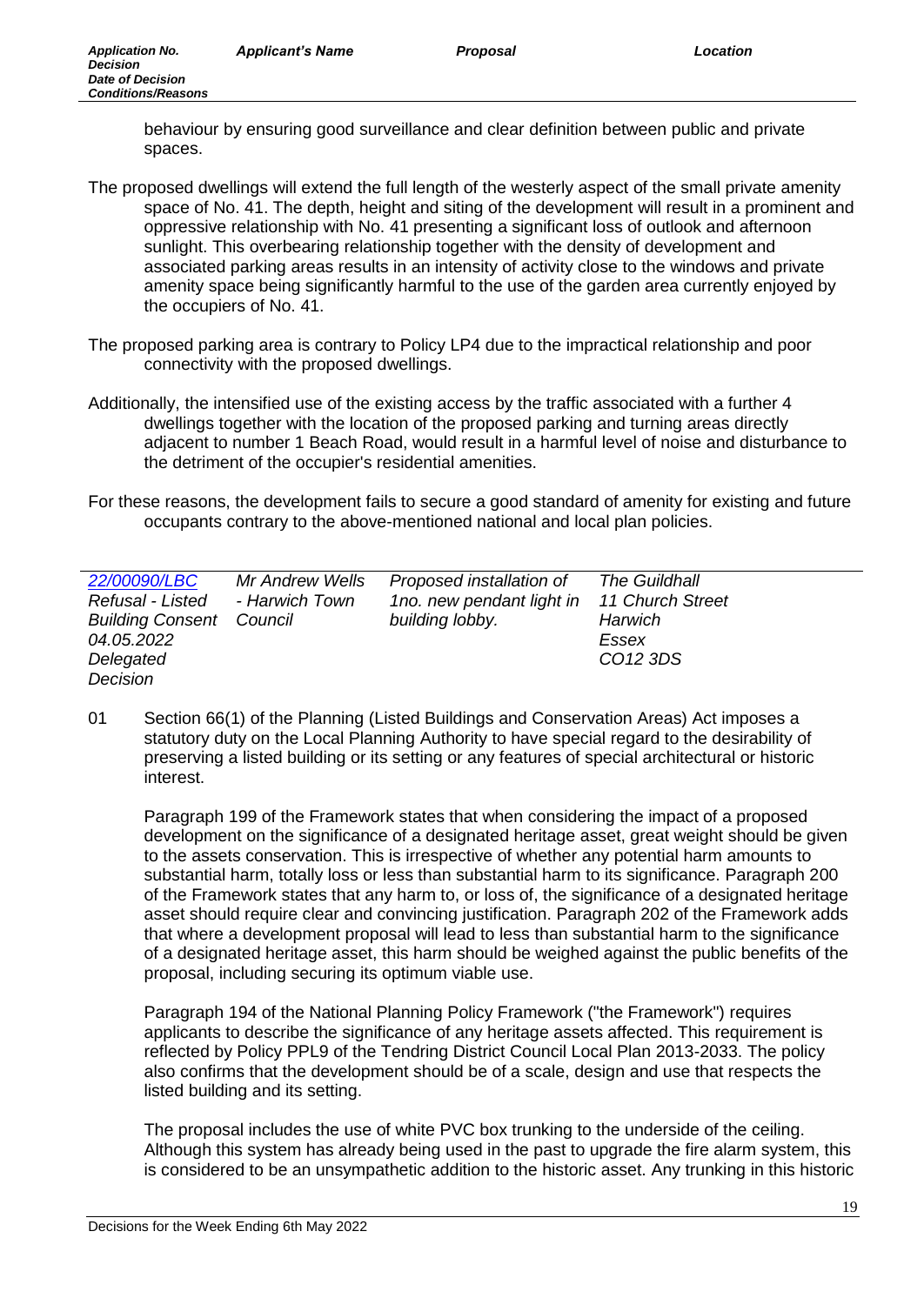behaviour by ensuring good surveillance and clear definition between public and private spaces.

The proposed dwellings will extend the full length of the westerly aspect of the small private amenity space of No. 41. The depth, height and siting of the development will result in a prominent and oppressive relationship with No. 41 presenting a significant loss of outlook and afternoon sunlight. This overbearing relationship together with the density of development and associated parking areas results in an intensity of activity close to the windows and private amenity space being significantly harmful to the use of the garden area currently enjoyed by the occupiers of No. 41.

The proposed parking area is contrary to Policy LP4 due to the impractical relationship and poor connectivity with the proposed dwellings.

Additionally, the intensified use of the existing access by the traffic associated with a further 4 dwellings together with the location of the proposed parking and turning areas directly adjacent to number 1 Beach Road, would result in a harmful level of noise and disturbance to the detriment of the occupier's residential amenities.

For these reasons, the development fails to secure a good standard of amenity for existing and future occupants contrary to the above-mentioned national and local plan policies.

| *Application No. / Decision / Date of Decision / Conditions/Reasons* | *Applicant's Name* | *Proposal* | *Location* |
|---|---|---|---|
| *22/00090/LBC* *Refusal - Listed Building Consent* *04.05.2022* *Delegated Decision* | *Mr Andrew Wells - Harwich Town Council* | *Proposed installation of 1no. new pendant light in building lobby.* | *The Guildhall 11 Church Street Harwich Essex CO12 3DS* |

01 Section 66(1) of the Planning (Listed Buildings and Conservation Areas) Act imposes a statutory duty on the Local Planning Authority to have special regard to the desirability of preserving a listed building or its setting or any features of special architectural or historic interest.

Paragraph 199 of the Framework states that when considering the impact of a proposed development on the significance of a designated heritage asset, great weight should be given to the assets conservation. This is irrespective of whether any potential harm amounts to substantial harm, totally loss or less than substantial harm to its significance. Paragraph 200 of the Framework states that any harm to, or loss of, the significance of a designated heritage asset should require clear and convincing justification. Paragraph 202 of the Framework adds that where a development proposal will lead to less than substantial harm to the significance of a designated heritage asset, this harm should be weighed against the public benefits of the proposal, including securing its optimum viable use.

Paragraph 194 of the National Planning Policy Framework ("the Framework") requires applicants to describe the significance of any heritage assets affected. This requirement is reflected by Policy PPL9 of the Tendring District Council Local Plan 2013-2033. The policy also confirms that the development should be of a scale, design and use that respects the listed building and its setting.

The proposal includes the use of white PVC box trunking to the underside of the ceiling. Although this system has already being used in the past to upgrade the fire alarm system, this is considered to be an unsympathetic addition to the historic asset. Any trunking in this historic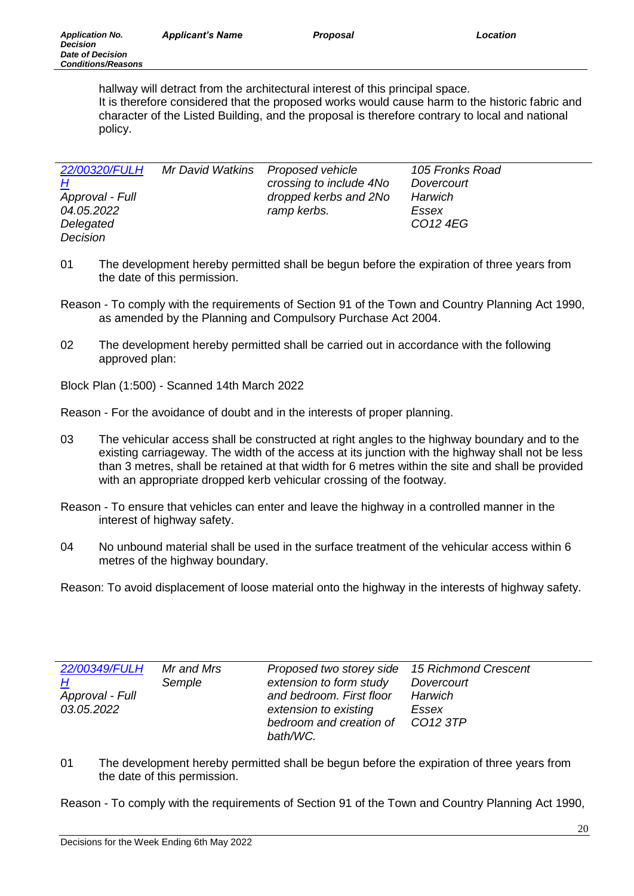hallway will detract from the architectural interest of this principal space.
It is therefore considered that the proposed works would cause harm to the historic fabric and character of the Listed Building, and the proposal is therefore contrary to local and national policy.

| *Application No. Decision Date of Decision Conditions/Reasons* | *Applicant's Name* | *Proposal* | *Location* |
|---|---|---|---|
| *22/00320/FULHH Approval - Full 04.05.2022 Delegated Decision* | *Mr David Watkins* | *Proposed vehicle crossing to include 4No dropped kerbs and 2No ramp kerbs.* | *105 Fronks Road Dovercourt Harwich Essex CO12 4EG* |

01 The development hereby permitted shall be begun before the expiration of three years from the date of this permission.

Reason - To comply with the requirements of Section 91 of the Town and Country Planning Act 1990, as amended by the Planning and Compulsory Purchase Act 2004.

02 The development hereby permitted shall be carried out in accordance with the following approved plan:

Block Plan (1:500) - Scanned 14th March 2022

Reason - For the avoidance of doubt and in the interests of proper planning.

03 The vehicular access shall be constructed at right angles to the highway boundary and to the existing carriageway. The width of the access at its junction with the highway shall not be less than 3 metres, shall be retained at that width for 6 metres within the site and shall be provided with an appropriate dropped kerb vehicular crossing of the footway.

Reason - To ensure that vehicles can enter and leave the highway in a controlled manner in the interest of highway safety.

04 No unbound material shall be used in the surface treatment of the vehicular access within 6 metres of the highway boundary.

Reason: To avoid displacement of loose material onto the highway in the interests of highway safety.

| *Application No. Decision Date of Decision Conditions/Reasons* | *Applicant's Name* | *Proposal* | *Location* |
|---|---|---|---|
| *22/00349/FULHH Approval - Full 03.05.2022* | *Mr and Mrs Semple* | *Proposed two storey side extension to form study and bedroom. First floor extension to existing bedroom and creation of bath/WC.* | *15 Richmond Crescent Dovercourt Harwich Essex CO12 3TP* |

01 The development hereby permitted shall be begun before the expiration of three years from the date of this permission.

Reason - To comply with the requirements of Section 91 of the Town and Country Planning Act 1990,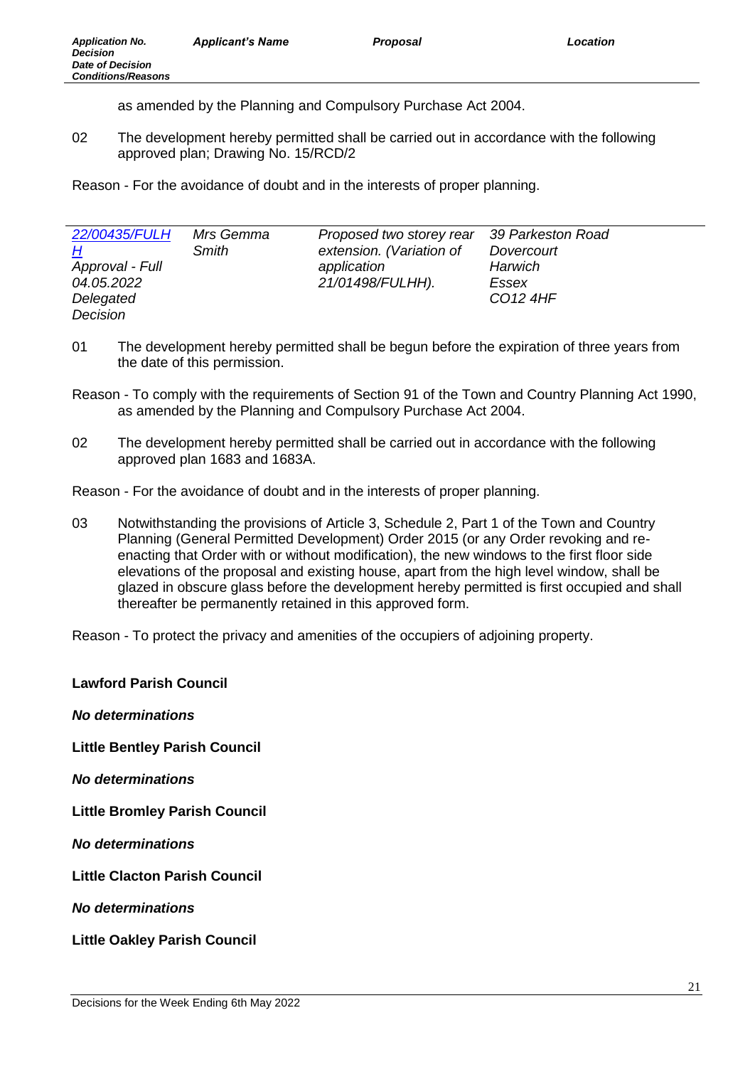as amended by the Planning and Compulsory Purchase Act 2004.

02 The development hereby permitted shall be carried out in accordance with the following approved plan; Drawing No. 15/RCD/2

Reason - For the avoidance of doubt and in the interests of proper planning.

| Application No. / Decision / Date of Decision / Conditions/Reasons | Applicant's Name | Proposal | Location |
|---|---|---|---|
| *22/00435/FULHH* *Approval - Full* *04.05.2022* *Delegated Decision* | *Mrs Gemma Smith* | *Proposed two storey rear extension. (Variation of application 21/01498/FULHH).* | *39 Parkeston Road Dovercourt Harwich Essex CO12 4HF* |

01 The development hereby permitted shall be begun before the expiration of three years from the date of this permission.

Reason - To comply with the requirements of Section 91 of the Town and Country Planning Act 1990, as amended by the Planning and Compulsory Purchase Act 2004.

02 The development hereby permitted shall be carried out in accordance with the following approved plan 1683 and 1683A.

Reason - For the avoidance of doubt and in the interests of proper planning.

03 Notwithstanding the provisions of Article 3, Schedule 2, Part 1 of the Town and Country Planning (General Permitted Development) Order 2015 (or any Order revoking and re-enacting that Order with or without modification), the new windows to the first floor side elevations of the proposal and existing house, apart from the high level window, shall be glazed in obscure glass before the development hereby permitted is first occupied and shall thereafter be permanently retained in this approved form.

Reason - To protect the privacy and amenities of the occupiers of adjoining property.

**Lawford Parish Council**

***No determinations***

**Little Bentley Parish Council**

***No determinations***

**Little Bromley Parish Council**

***No determinations***

**Little Clacton Parish Council**

***No determinations***

**Little Oakley Parish Council**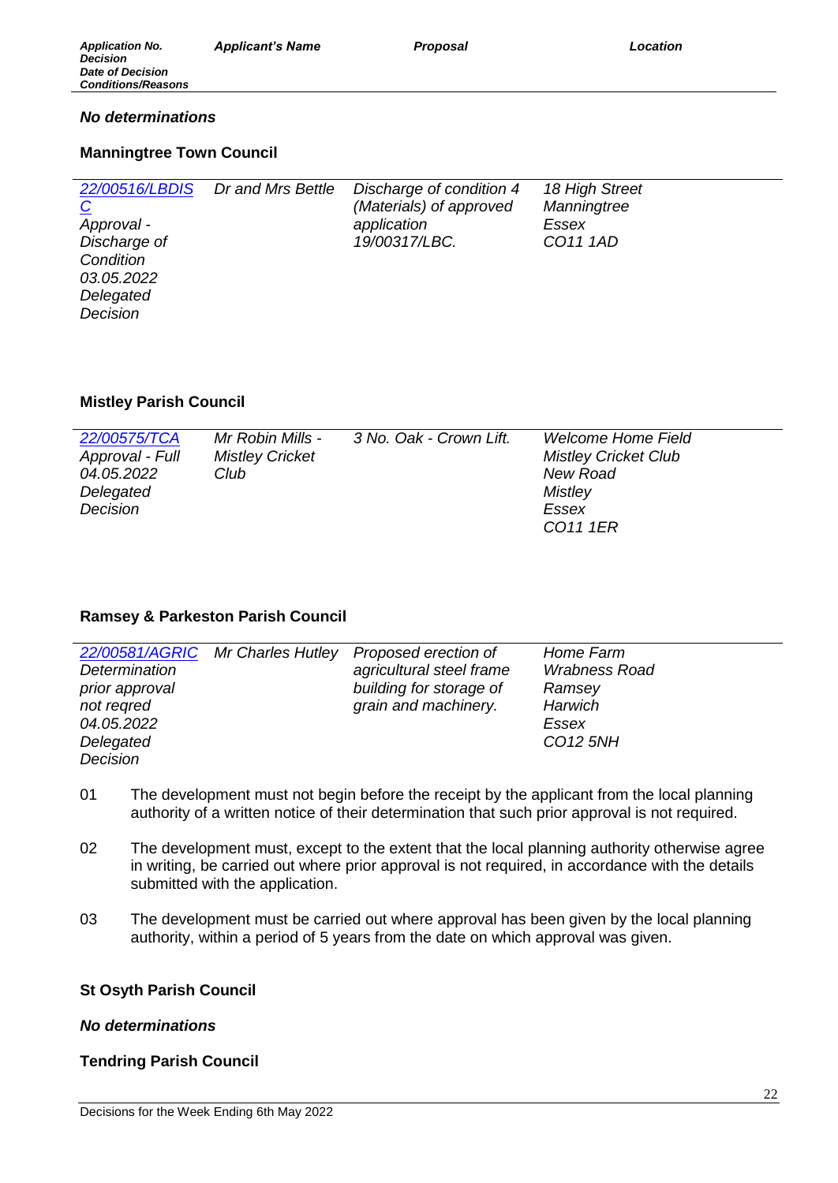| *Application No.* *Decision* *Date of Decision* *Conditions/Reasons* | *Applicant's Name* | *Proposal* | *Location* |
|---|---|---|---|

***No determinations***

**Manningtree Town Council**

| | | | |
|---|---|---|---|
| *22/00516/LBDISC* *Approval - Discharge of Condition* *03.05.2022* *Delegated Decision* | *Dr and Mrs Bettle* | *Discharge of condition 4 (Materials) of approved application 19/00317/LBC.* | *18 High Street Manningtree Essex CO11 1AD* |

**Mistley Parish Council**

| | | | |
|---|---|---|---|
| *22/00575/TCA* *Approval - Full* *04.05.2022* *Delegated Decision* | *Mr Robin Mills - Mistley Cricket Club* | *3 No. Oak - Crown Lift.* | *Welcome Home Field Mistley Cricket Club New Road Mistley Essex CO11 1ER* |

**Ramsey & Parkeston Parish Council**

| | | | |
|---|---|---|---|
| *22/00581/AGRIC* *Determination prior approval not reqred* *04.05.2022* *Delegated Decision* | *Mr Charles Hutley* | *Proposed erection of agricultural steel frame building for storage of grain and machinery.* | *Home Farm Wrabness Road Ramsey Harwich Essex CO12 5NH* |

01 The development must not begin before the receipt by the applicant from the local planning authority of a written notice of their determination that such prior approval is not required.

02 The development must, except to the extent that the local planning authority otherwise agree in writing, be carried out where prior approval is not required, in accordance with the details submitted with the application.

03 The development must be carried out where approval has been given by the local planning authority, within a period of 5 years from the date on which approval was given.

**St Osyth Parish Council**

***No determinations***

**Tendring Parish Council**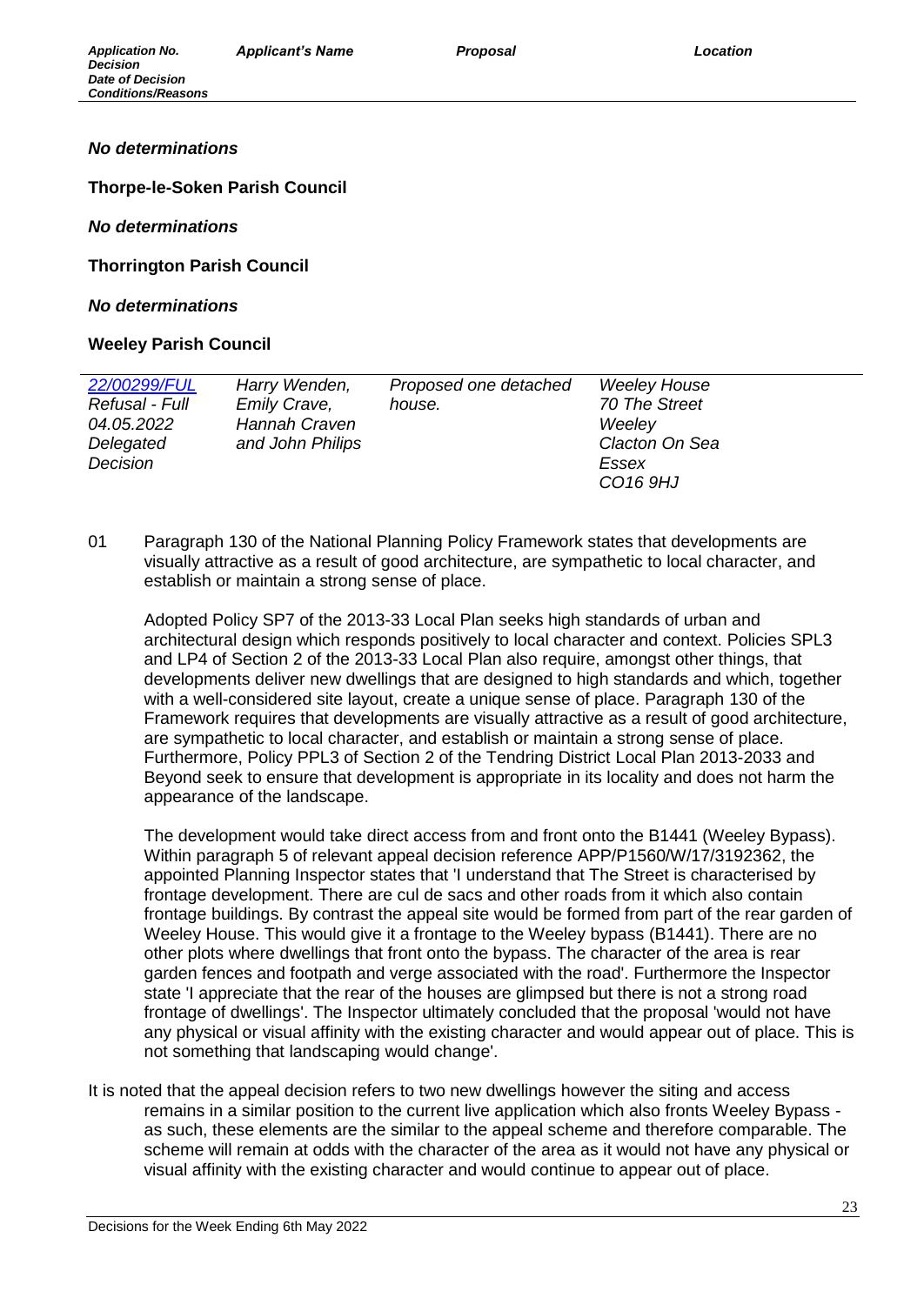| Application No. Decision Date of Decision Conditions/Reasons | Applicant's Name | Proposal | Location |
|---|---|---|---|

***No determinations***

**Thorpe-le-Soken Parish Council**

***No determinations***

**Thorrington Parish Council**

***No determinations***

**Weeley Parish Council**

| | | | |
|---|---|---|---|
| *22/00299/FUL* *Refusal - Full* *04.05.2022* *Delegated Decision* | *Harry Wenden, Emily Crave, Hannah Craven and John Philips* | *Proposed one detached house.* | *Weeley House 70 The Street Weeley Clacton On Sea Essex CO16 9HJ* |

01 Paragraph 130 of the National Planning Policy Framework states that developments are visually attractive as a result of good architecture, are sympathetic to local character, and establish or maintain a strong sense of place.

Adopted Policy SP7 of the 2013-33 Local Plan seeks high standards of urban and architectural design which responds positively to local character and context. Policies SPL3 and LP4 of Section 2 of the 2013-33 Local Plan also require, amongst other things, that developments deliver new dwellings that are designed to high standards and which, together with a well-considered site layout, create a unique sense of place. Paragraph 130 of the Framework requires that developments are visually attractive as a result of good architecture, are sympathetic to local character, and establish or maintain a strong sense of place. Furthermore, Policy PPL3 of Section 2 of the Tendring District Local Plan 2013-2033 and Beyond seek to ensure that development is appropriate in its locality and does not harm the appearance of the landscape.

The development would take direct access from and front onto the B1441 (Weeley Bypass). Within paragraph 5 of relevant appeal decision reference APP/P1560/W/17/3192362, the appointed Planning Inspector states that 'I understand that The Street is characterised by frontage development. There are cul de sacs and other roads from it which also contain frontage buildings. By contrast the appeal site would be formed from part of the rear garden of Weeley House. This would give it a frontage to the Weeley bypass (B1441). There are no other plots where dwellings that front onto the bypass. The character of the area is rear garden fences and footpath and verge associated with the road'. Furthermore the Inspector state 'I appreciate that the rear of the houses are glimpsed but there is not a strong road frontage of dwellings'. The Inspector ultimately concluded that the proposal 'would not have any physical or visual affinity with the existing character and would appear out of place. This is not something that landscaping would change'.

It is noted that the appeal decision refers to two new dwellings however the siting and access remains in a similar position to the current live application which also fronts Weeley Bypass - as such, these elements are the similar to the appeal scheme and therefore comparable. The scheme will remain at odds with the character of the area as it would not have any physical or visual affinity with the existing character and would continue to appear out of place.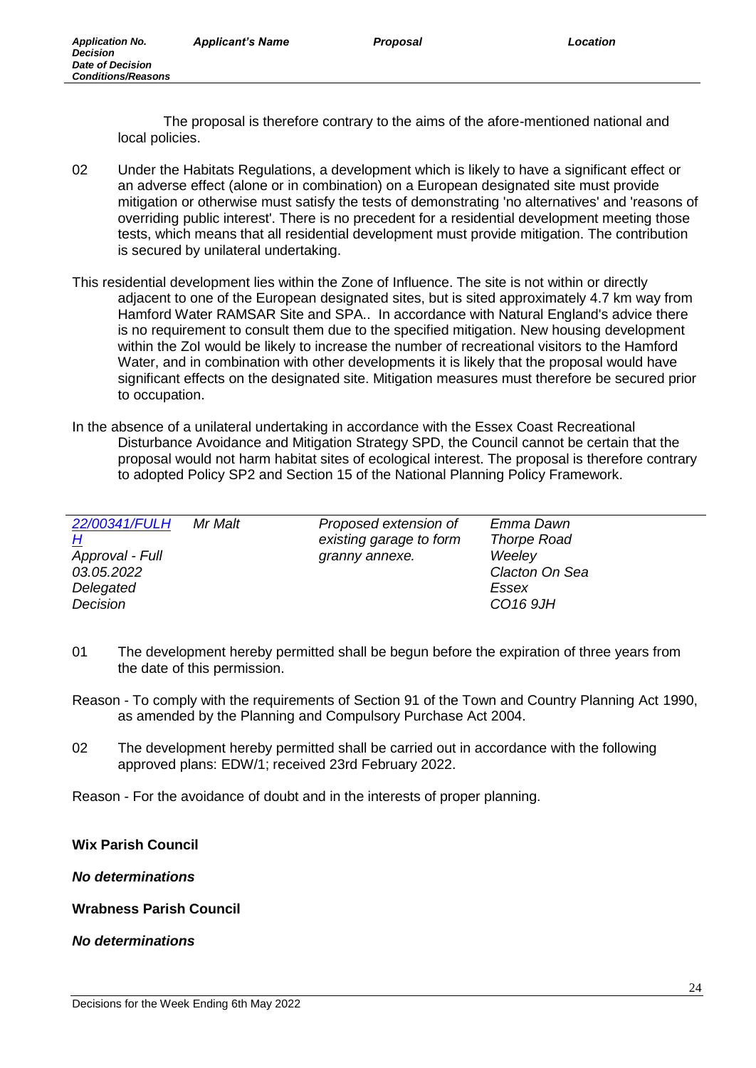The proposal is therefore contrary to the aims of the afore-mentioned national and local policies.

02 Under the Habitats Regulations, a development which is likely to have a significant effect or an adverse effect (alone or in combination) on a European designated site must provide mitigation or otherwise must satisfy the tests of demonstrating 'no alternatives' and 'reasons of overriding public interest'. There is no precedent for a residential development meeting those tests, which means that all residential development must provide mitigation. The contribution is secured by unilateral undertaking.

This residential development lies within the Zone of Influence. The site is not within or directly adjacent to one of the European designated sites, but is sited approximately 4.7 km way from Hamford Water RAMSAR Site and SPA.. In accordance with Natural England's advice there is no requirement to consult them due to the specified mitigation. New housing development within the ZoI would be likely to increase the number of recreational visitors to the Hamford Water, and in combination with other developments it is likely that the proposal would have significant effects on the designated site. Mitigation measures must therefore be secured prior to occupation.

In the absence of a unilateral undertaking in accordance with the Essex Coast Recreational Disturbance Avoidance and Mitigation Strategy SPD, the Council cannot be certain that the proposal would not harm habitat sites of ecological interest. The proposal is therefore contrary to adopted Policy SP2 and Section 15 of the National Planning Policy Framework.

| Application No. / Decision / Date of Decision / Conditions/Reasons | Applicant's Name | Proposal | Location |
|---|---|---|---|
| *22/00341/FULHH*<br>*Approval - Full*<br>*03.05.2022*<br>*Delegated Decision* | *Mr Malt* | *Proposed extension of existing garage to form granny annexe.* | *Emma Dawn*<br>*Thorpe Road*<br>*Weeley*<br>*Clacton On Sea*<br>*Essex*<br>*CO16 9JH* |

01 The development hereby permitted shall be begun before the expiration of three years from the date of this permission.

Reason - To comply with the requirements of Section 91 of the Town and Country Planning Act 1990, as amended by the Planning and Compulsory Purchase Act 2004.

02 The development hereby permitted shall be carried out in accordance with the following approved plans: EDW/1; received 23rd February 2022.

Reason - For the avoidance of doubt and in the interests of proper planning.

**Wix Parish Council**

***No determinations***

**Wrabness Parish Council**

***No determinations***